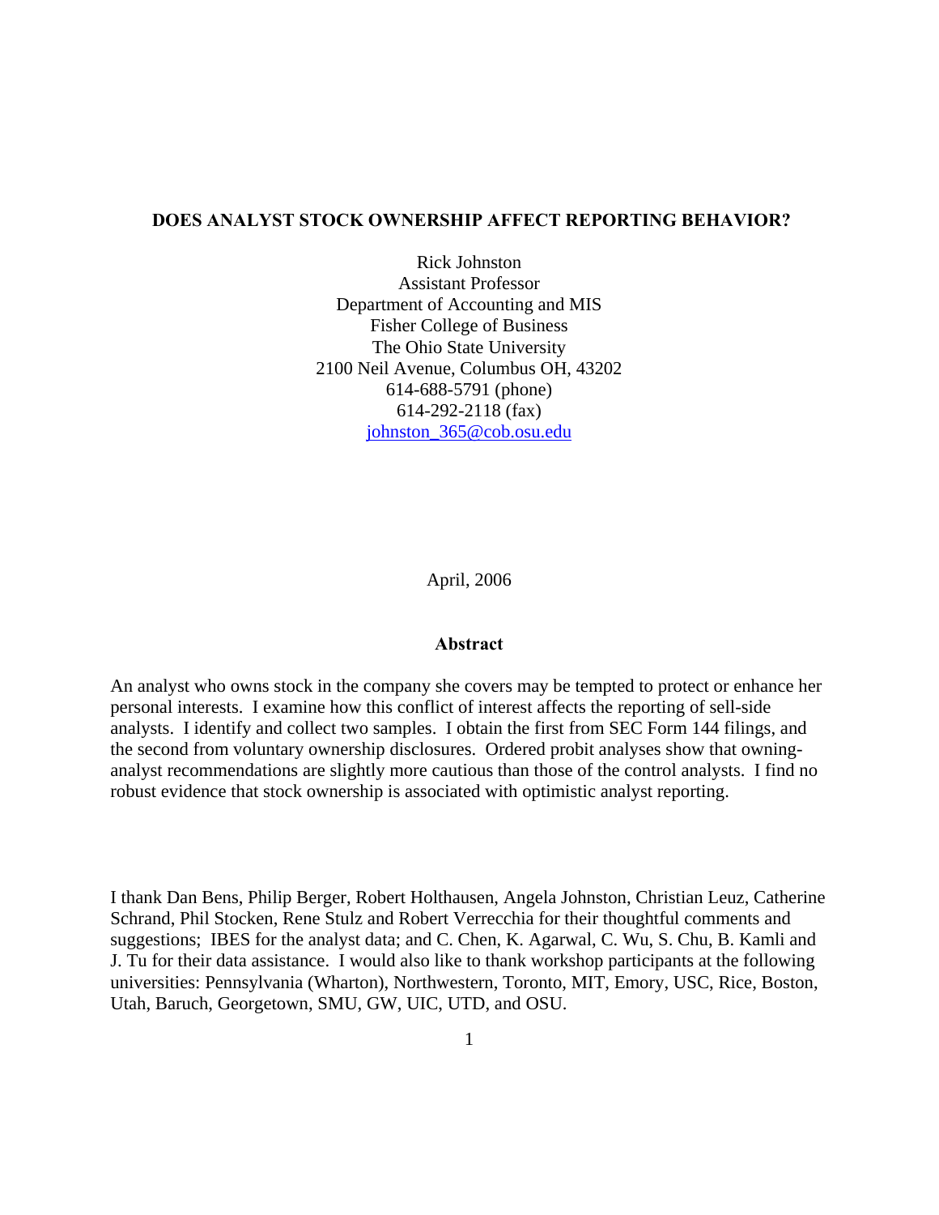# DOES ANALYST STOCK OWNERSHIP AFFECT REPORTING BEHAVIOR?

Rick Johnston
Assistant Professor
Department of Accounting and MIS
Fisher College of Business
The Ohio State University
2100 Neil Avenue, Columbus OH, 43202
614-688-5791 (phone)
614-292-2118 (fax)
johnston_365@cob.osu.edu

April, 2006

## Abstract

An analyst who owns stock in the company she covers may be tempted to protect or enhance her personal interests. I examine how this conflict of interest affects the reporting of sell-side analysts. I identify and collect two samples. I obtain the first from SEC Form 144 filings, and the second from voluntary ownership disclosures. Ordered probit analyses show that owning-analyst recommendations are slightly more cautious than those of the control analysts. I find no robust evidence that stock ownership is associated with optimistic analyst reporting.

I thank Dan Bens, Philip Berger, Robert Holthausen, Angela Johnston, Christian Leuz, Catherine Schrand, Phil Stocken, Rene Stulz and Robert Verrecchia for their thoughtful comments and suggestions; IBES for the analyst data; and C. Chen, K. Agarwal, C. Wu, S. Chu, B. Kamli and J. Tu for their data assistance. I would also like to thank workshop participants at the following universities: Pennsylvania (Wharton), Northwestern, Toronto, MIT, Emory, USC, Rice, Boston, Utah, Baruch, Georgetown, SMU, GW, UIC, UTD, and OSU.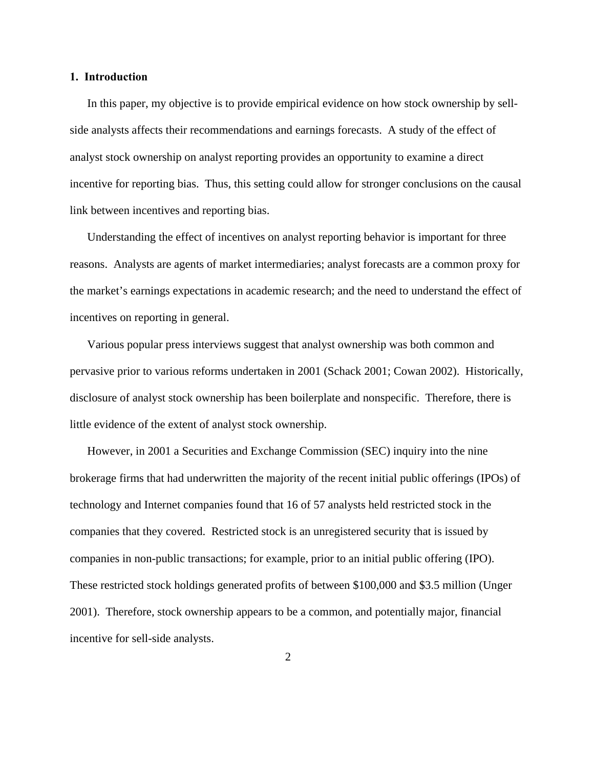## 1. Introduction

In this paper, my objective is to provide empirical evidence on how stock ownership by sell-side analysts affects their recommendations and earnings forecasts. A study of the effect of analyst stock ownership on analyst reporting provides an opportunity to examine a direct incentive for reporting bias. Thus, this setting could allow for stronger conclusions on the causal link between incentives and reporting bias.

Understanding the effect of incentives on analyst reporting behavior is important for three reasons. Analysts are agents of market intermediaries; analyst forecasts are a common proxy for the market's earnings expectations in academic research; and the need to understand the effect of incentives on reporting in general.

Various popular press interviews suggest that analyst ownership was both common and pervasive prior to various reforms undertaken in 2001 (Schack 2001; Cowan 2002). Historically, disclosure of analyst stock ownership has been boilerplate and nonspecific. Therefore, there is little evidence of the extent of analyst stock ownership.

However, in 2001 a Securities and Exchange Commission (SEC) inquiry into the nine brokerage firms that had underwritten the majority of the recent initial public offerings (IPOs) of technology and Internet companies found that 16 of 57 analysts held restricted stock in the companies that they covered. Restricted stock is an unregistered security that is issued by companies in non-public transactions; for example, prior to an initial public offering (IPO). These restricted stock holdings generated profits of between $100,000 and $3.5 million (Unger 2001). Therefore, stock ownership appears to be a common, and potentially major, financial incentive for sell-side analysts.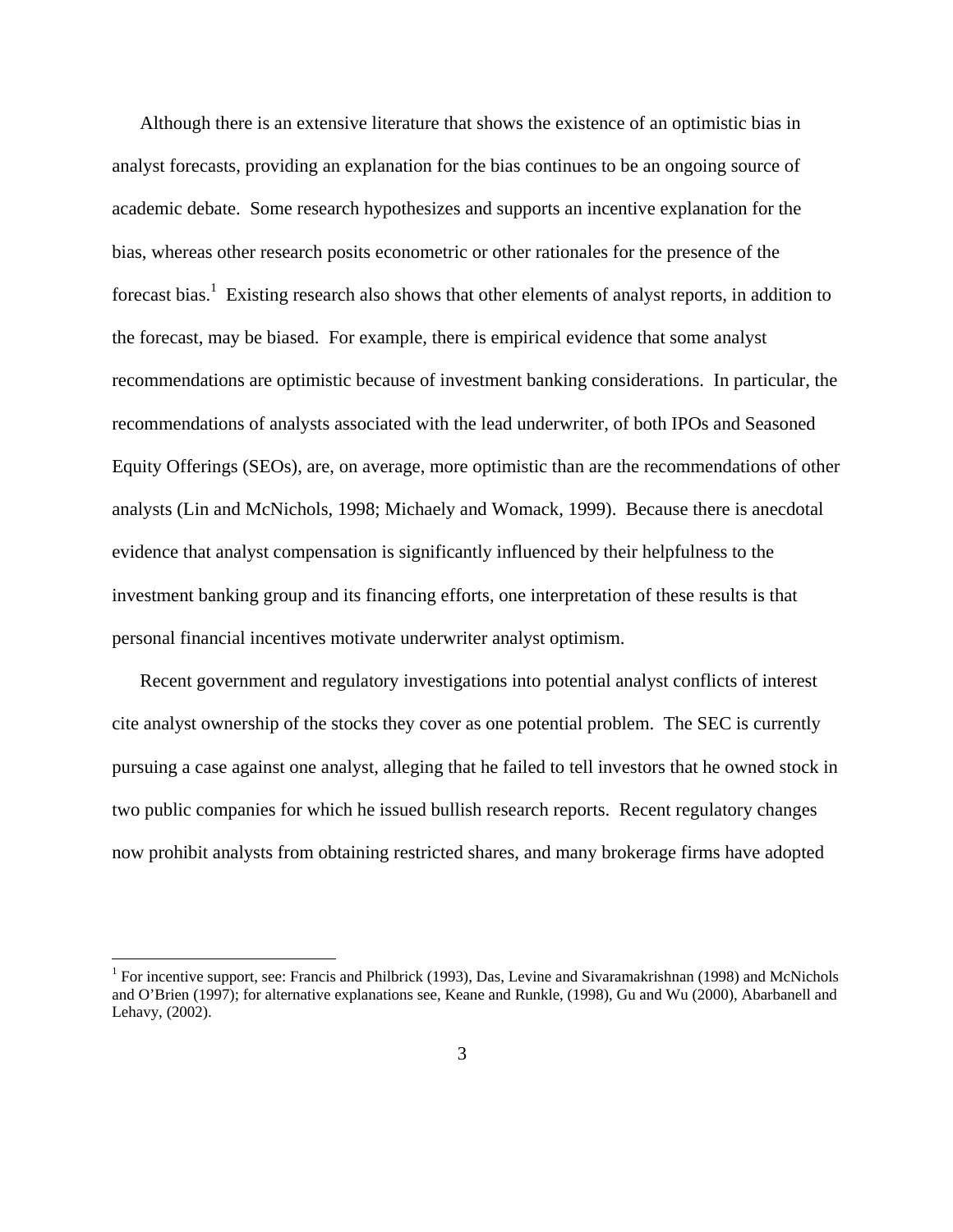Although there is an extensive literature that shows the existence of an optimistic bias in analyst forecasts, providing an explanation for the bias continues to be an ongoing source of academic debate. Some research hypothesizes and supports an incentive explanation for the bias, whereas other research posits econometric or other rationales for the presence of the forecast bias.[1] Existing research also shows that other elements of analyst reports, in addition to the forecast, may be biased. For example, there is empirical evidence that some analyst recommendations are optimistic because of investment banking considerations. In particular, the recommendations of analysts associated with the lead underwriter, of both IPOs and Seasoned Equity Offerings (SEOs), are, on average, more optimistic than are the recommendations of other analysts (Lin and McNichols, 1998; Michaely and Womack, 1999). Because there is anecdotal evidence that analyst compensation is significantly influenced by their helpfulness to the investment banking group and its financing efforts, one interpretation of these results is that personal financial incentives motivate underwriter analyst optimism.

Recent government and regulatory investigations into potential analyst conflicts of interest cite analyst ownership of the stocks they cover as one potential problem. The SEC is currently pursuing a case against one analyst, alleging that he failed to tell investors that he owned stock in two public companies for which he issued bullish research reports. Recent regulatory changes now prohibit analysts from obtaining restricted shares, and many brokerage firms have adopted

---

[1] For incentive support, see: Francis and Philbrick (1993), Das, Levine and Sivaramakrishnan (1998) and McNichols and O'Brien (1997); for alternative explanations see, Keane and Runkle, (1998), Gu and Wu (2000), Abarbanell and Lehavy, (2002).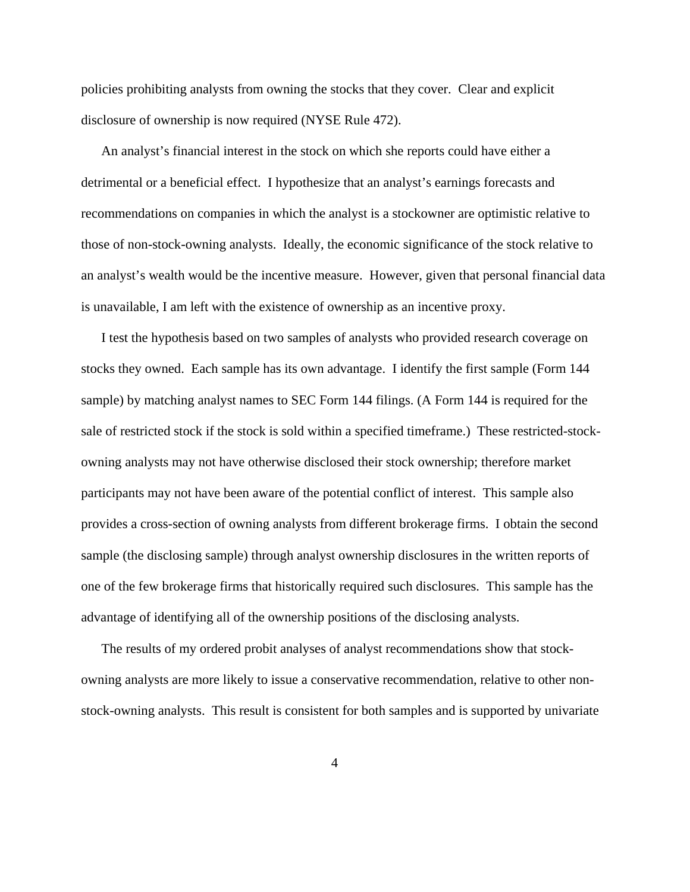policies prohibiting analysts from owning the stocks that they cover. Clear and explicit disclosure of ownership is now required (NYSE Rule 472).

An analyst's financial interest in the stock on which she reports could have either a detrimental or a beneficial effect. I hypothesize that an analyst's earnings forecasts and recommendations on companies in which the analyst is a stockowner are optimistic relative to those of non-stock-owning analysts. Ideally, the economic significance of the stock relative to an analyst's wealth would be the incentive measure. However, given that personal financial data is unavailable, I am left with the existence of ownership as an incentive proxy.

I test the hypothesis based on two samples of analysts who provided research coverage on stocks they owned. Each sample has its own advantage. I identify the first sample (Form 144 sample) by matching analyst names to SEC Form 144 filings. (A Form 144 is required for the sale of restricted stock if the stock is sold within a specified timeframe.) These restricted-stock-owning analysts may not have otherwise disclosed their stock ownership; therefore market participants may not have been aware of the potential conflict of interest. This sample also provides a cross-section of owning analysts from different brokerage firms. I obtain the second sample (the disclosing sample) through analyst ownership disclosures in the written reports of one of the few brokerage firms that historically required such disclosures. This sample has the advantage of identifying all of the ownership positions of the disclosing analysts.

The results of my ordered probit analyses of analyst recommendations show that stock-owning analysts are more likely to issue a conservative recommendation, relative to other non-stock-owning analysts. This result is consistent for both samples and is supported by univariate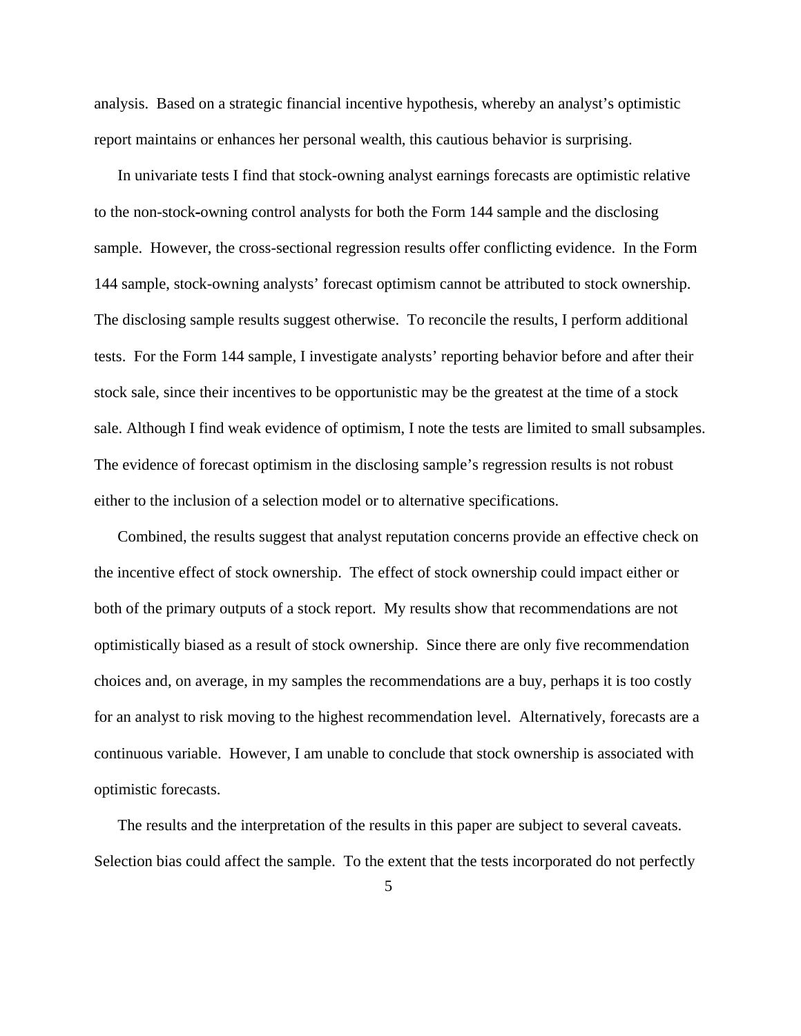analysis. Based on a strategic financial incentive hypothesis, whereby an analyst's optimistic report maintains or enhances her personal wealth, this cautious behavior is surprising.

In univariate tests I find that stock-owning analyst earnings forecasts are optimistic relative to the non-stock-owning control analysts for both the Form 144 sample and the disclosing sample. However, the cross-sectional regression results offer conflicting evidence. In the Form 144 sample, stock-owning analysts' forecast optimism cannot be attributed to stock ownership. The disclosing sample results suggest otherwise. To reconcile the results, I perform additional tests. For the Form 144 sample, I investigate analysts' reporting behavior before and after their stock sale, since their incentives to be opportunistic may be the greatest at the time of a stock sale. Although I find weak evidence of optimism, I note the tests are limited to small subsamples. The evidence of forecast optimism in the disclosing sample's regression results is not robust either to the inclusion of a selection model or to alternative specifications.

Combined, the results suggest that analyst reputation concerns provide an effective check on the incentive effect of stock ownership. The effect of stock ownership could impact either or both of the primary outputs of a stock report. My results show that recommendations are not optimistically biased as a result of stock ownership. Since there are only five recommendation choices and, on average, in my samples the recommendations are a buy, perhaps it is too costly for an analyst to risk moving to the highest recommendation level. Alternatively, forecasts are a continuous variable. However, I am unable to conclude that stock ownership is associated with optimistic forecasts.

The results and the interpretation of the results in this paper are subject to several caveats. Selection bias could affect the sample. To the extent that the tests incorporated do not perfectly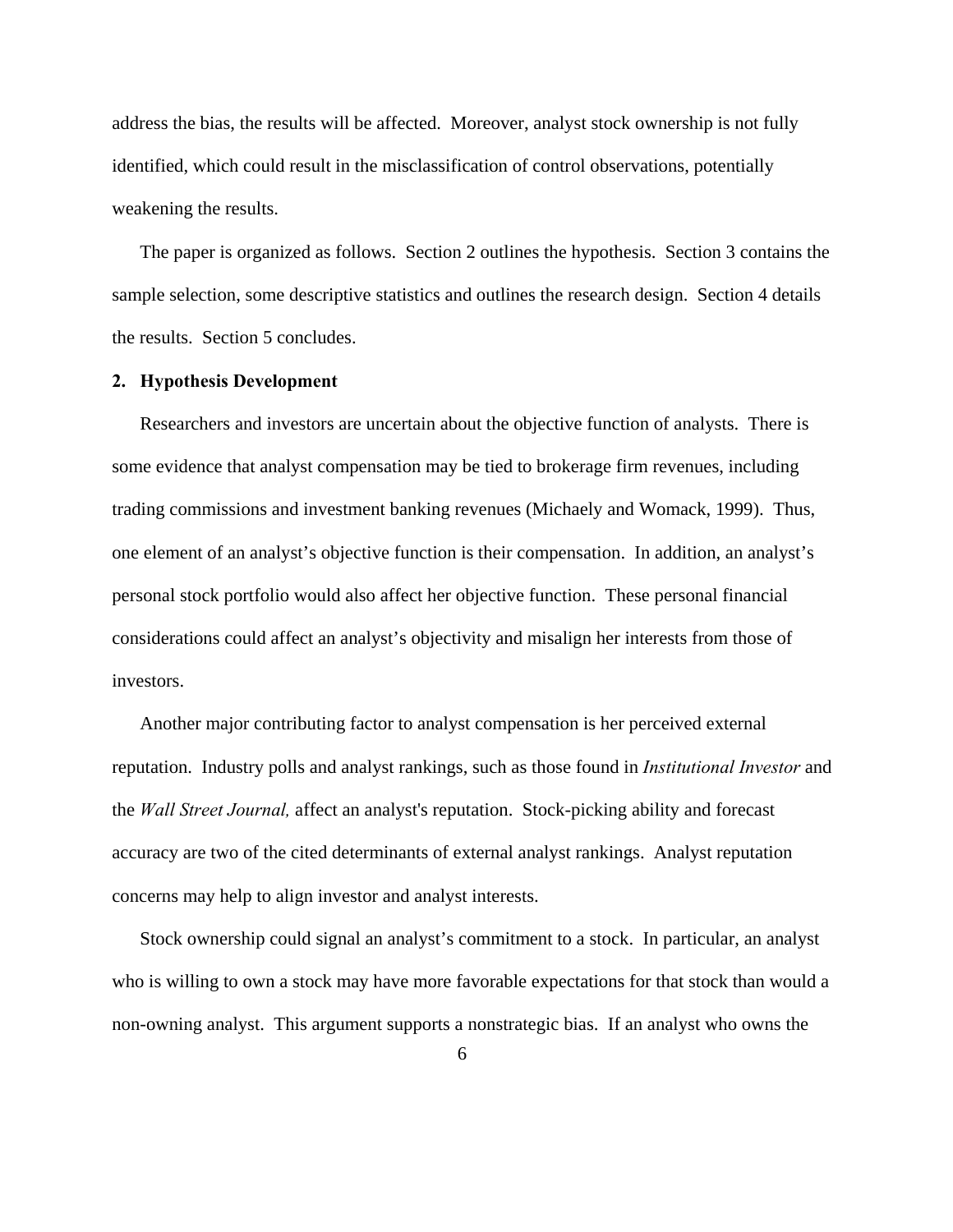address the bias, the results will be affected. Moreover, analyst stock ownership is not fully identified, which could result in the misclassification of control observations, potentially weakening the results.

The paper is organized as follows. Section 2 outlines the hypothesis. Section 3 contains the sample selection, some descriptive statistics and outlines the research design. Section 4 details the results. Section 5 concludes.

## 2. Hypothesis Development

Researchers and investors are uncertain about the objective function of analysts. There is some evidence that analyst compensation may be tied to brokerage firm revenues, including trading commissions and investment banking revenues (Michaely and Womack, 1999). Thus, one element of an analyst's objective function is their compensation. In addition, an analyst's personal stock portfolio would also affect her objective function. These personal financial considerations could affect an analyst's objectivity and misalign her interests from those of investors.

Another major contributing factor to analyst compensation is her perceived external reputation. Industry polls and analyst rankings, such as those found in *Institutional Investor* and the *Wall Street Journal,* affect an analyst's reputation. Stock-picking ability and forecast accuracy are two of the cited determinants of external analyst rankings. Analyst reputation concerns may help to align investor and analyst interests.

Stock ownership could signal an analyst's commitment to a stock. In particular, an analyst who is willing to own a stock may have more favorable expectations for that stock than would a non-owning analyst. This argument supports a nonstrategic bias. If an analyst who owns the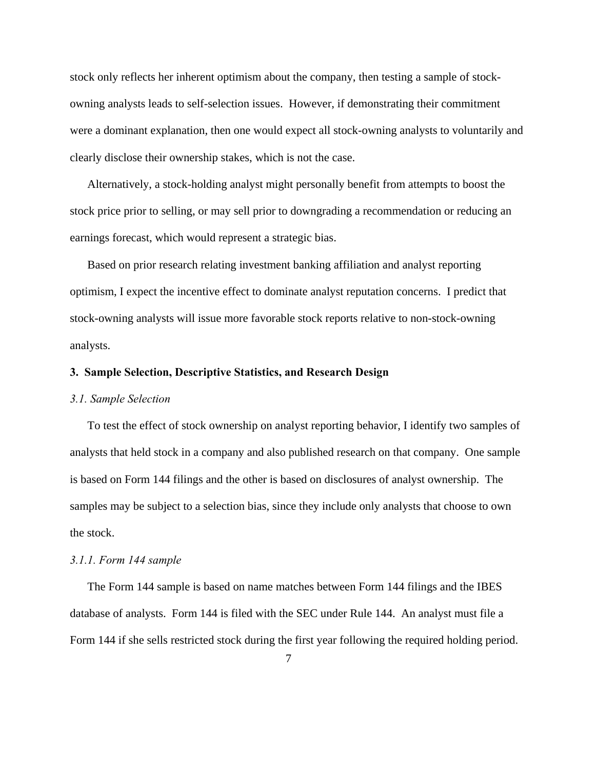stock only reflects her inherent optimism about the company, then testing a sample of stock-owning analysts leads to self-selection issues. However, if demonstrating their commitment were a dominant explanation, then one would expect all stock-owning analysts to voluntarily and clearly disclose their ownership stakes, which is not the case.

Alternatively, a stock-holding analyst might personally benefit from attempts to boost the stock price prior to selling, or may sell prior to downgrading a recommendation or reducing an earnings forecast, which would represent a strategic bias.

Based on prior research relating investment banking affiliation and analyst reporting optimism, I expect the incentive effect to dominate analyst reputation concerns. I predict that stock-owning analysts will issue more favorable stock reports relative to non-stock-owning analysts.

## 3. Sample Selection, Descriptive Statistics, and Research Design

### *3.1. Sample Selection*

To test the effect of stock ownership on analyst reporting behavior, I identify two samples of analysts that held stock in a company and also published research on that company. One sample is based on Form 144 filings and the other is based on disclosures of analyst ownership. The samples may be subject to a selection bias, since they include only analysts that choose to own the stock.

#### *3.1.1. Form 144 sample*

The Form 144 sample is based on name matches between Form 144 filings and the IBES database of analysts. Form 144 is filed with the SEC under Rule 144. An analyst must file a Form 144 if she sells restricted stock during the first year following the required holding period.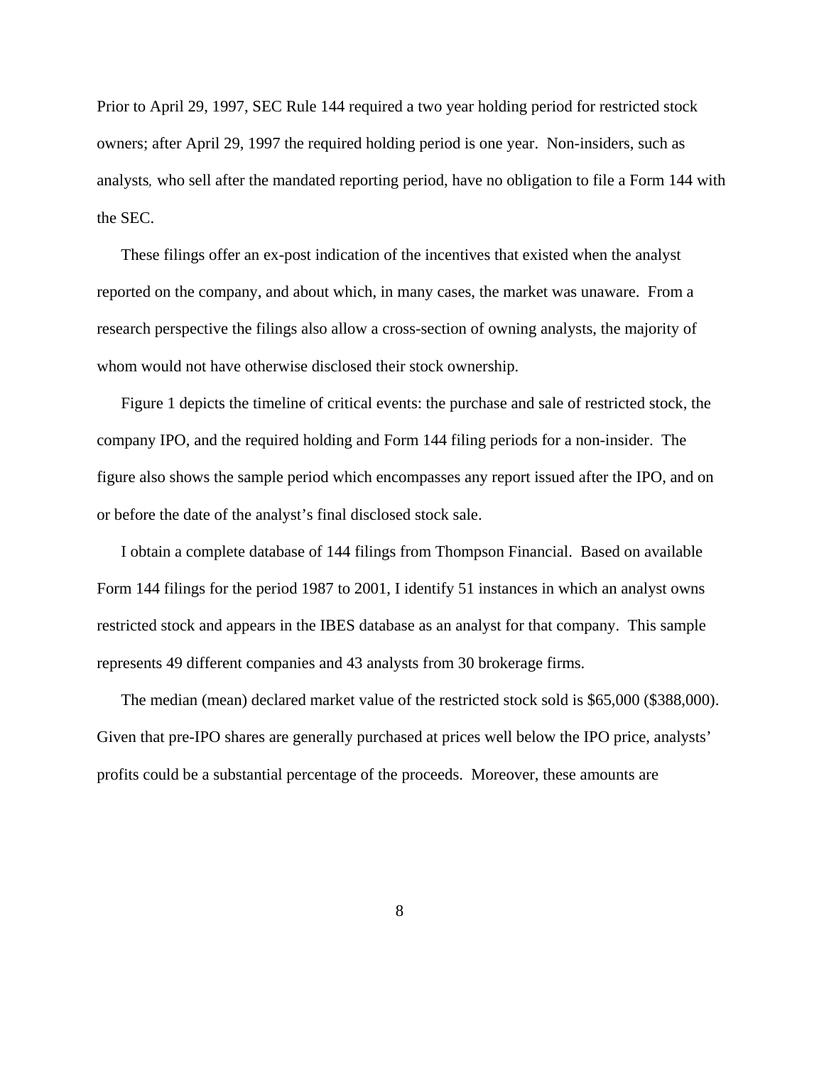Prior to April 29, 1997, SEC Rule 144 required a two year holding period for restricted stock owners; after April 29, 1997 the required holding period is one year. Non-insiders, such as analysts*,* who sell after the mandated reporting period, have no obligation to file a Form 144 with the SEC.

These filings offer an ex-post indication of the incentives that existed when the analyst reported on the company, and about which, in many cases, the market was unaware. From a research perspective the filings also allow a cross-section of owning analysts, the majority of whom would not have otherwise disclosed their stock ownership.

Figure 1 depicts the timeline of critical events: the purchase and sale of restricted stock, the company IPO, and the required holding and Form 144 filing periods for a non-insider. The figure also shows the sample period which encompasses any report issued after the IPO, and on or before the date of the analyst's final disclosed stock sale.

I obtain a complete database of 144 filings from Thompson Financial. Based on available Form 144 filings for the period 1987 to 2001, I identify 51 instances in which an analyst owns restricted stock and appears in the IBES database as an analyst for that company. This sample represents 49 different companies and 43 analysts from 30 brokerage firms.

The median (mean) declared market value of the restricted stock sold is $65,000 ($388,000). Given that pre-IPO shares are generally purchased at prices well below the IPO price, analysts' profits could be a substantial percentage of the proceeds. Moreover, these amounts are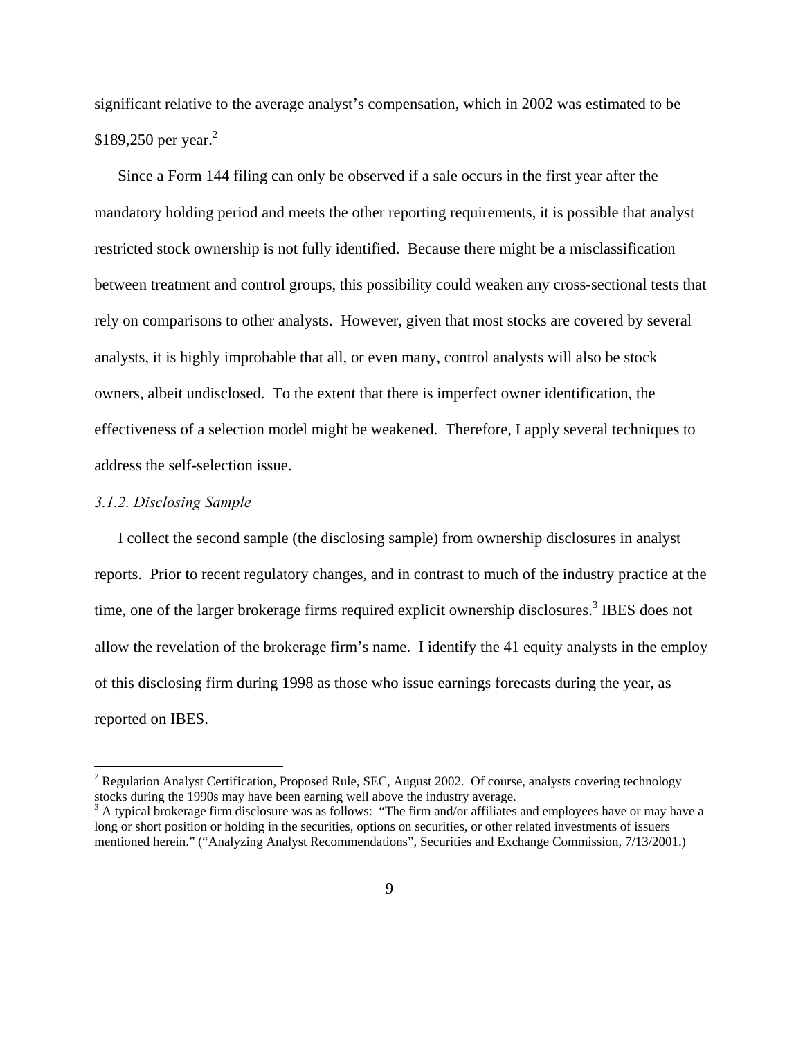significant relative to the average analyst's compensation, which in 2002 was estimated to be $189,250 per year.[2]

Since a Form 144 filing can only be observed if a sale occurs in the first year after the mandatory holding period and meets the other reporting requirements, it is possible that analyst restricted stock ownership is not fully identified. Because there might be a misclassification between treatment and control groups, this possibility could weaken any cross-sectional tests that rely on comparisons to other analysts. However, given that most stocks are covered by several analysts, it is highly improbable that all, or even many, control analysts will also be stock owners, albeit undisclosed. To the extent that there is imperfect owner identification, the effectiveness of a selection model might be weakened. Therefore, I apply several techniques to address the self-selection issue.

### *3.1.2. Disclosing Sample*

I collect the second sample (the disclosing sample) from ownership disclosures in analyst reports. Prior to recent regulatory changes, and in contrast to much of the industry practice at the time, one of the larger brokerage firms required explicit ownership disclosures.[3] IBES does not allow the revelation of the brokerage firm's name. I identify the 41 equity analysts in the employ of this disclosing firm during 1998 as those who issue earnings forecasts during the year, as reported on IBES.

---

[2] Regulation Analyst Certification, Proposed Rule, SEC, August 2002. Of course, analysts covering technology stocks during the 1990s may have been earning well above the industry average.

[3] A typical brokerage firm disclosure was as follows: "The firm and/or affiliates and employees have or may have a long or short position or holding in the securities, options on securities, or other related investments of issuers mentioned herein." ("Analyzing Analyst Recommendations", Securities and Exchange Commission, 7/13/2001.)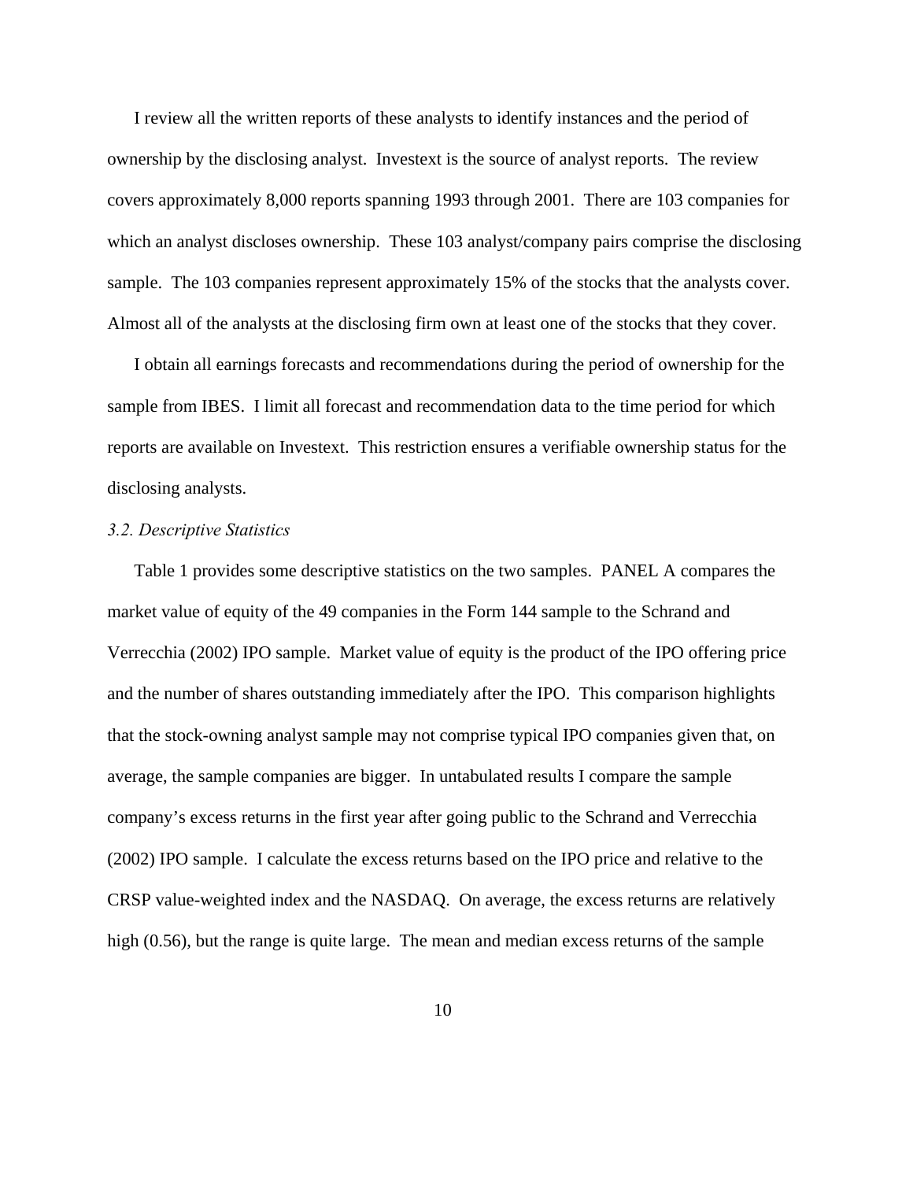I review all the written reports of these analysts to identify instances and the period of ownership by the disclosing analyst. Investext is the source of analyst reports. The review covers approximately 8,000 reports spanning 1993 through 2001. There are 103 companies for which an analyst discloses ownership. These 103 analyst/company pairs comprise the disclosing sample. The 103 companies represent approximately 15% of the stocks that the analysts cover. Almost all of the analysts at the disclosing firm own at least one of the stocks that they cover.

I obtain all earnings forecasts and recommendations during the period of ownership for the sample from IBES. I limit all forecast and recommendation data to the time period for which reports are available on Investext. This restriction ensures a verifiable ownership status for the disclosing analysts.

### *3.2. Descriptive Statistics*

Table 1 provides some descriptive statistics on the two samples. PANEL A compares the market value of equity of the 49 companies in the Form 144 sample to the Schrand and Verrecchia (2002) IPO sample. Market value of equity is the product of the IPO offering price and the number of shares outstanding immediately after the IPO. This comparison highlights that the stock-owning analyst sample may not comprise typical IPO companies given that, on average, the sample companies are bigger. In untabulated results I compare the sample company's excess returns in the first year after going public to the Schrand and Verrecchia (2002) IPO sample. I calculate the excess returns based on the IPO price and relative to the CRSP value-weighted index and the NASDAQ. On average, the excess returns are relatively high (0.56), but the range is quite large. The mean and median excess returns of the sample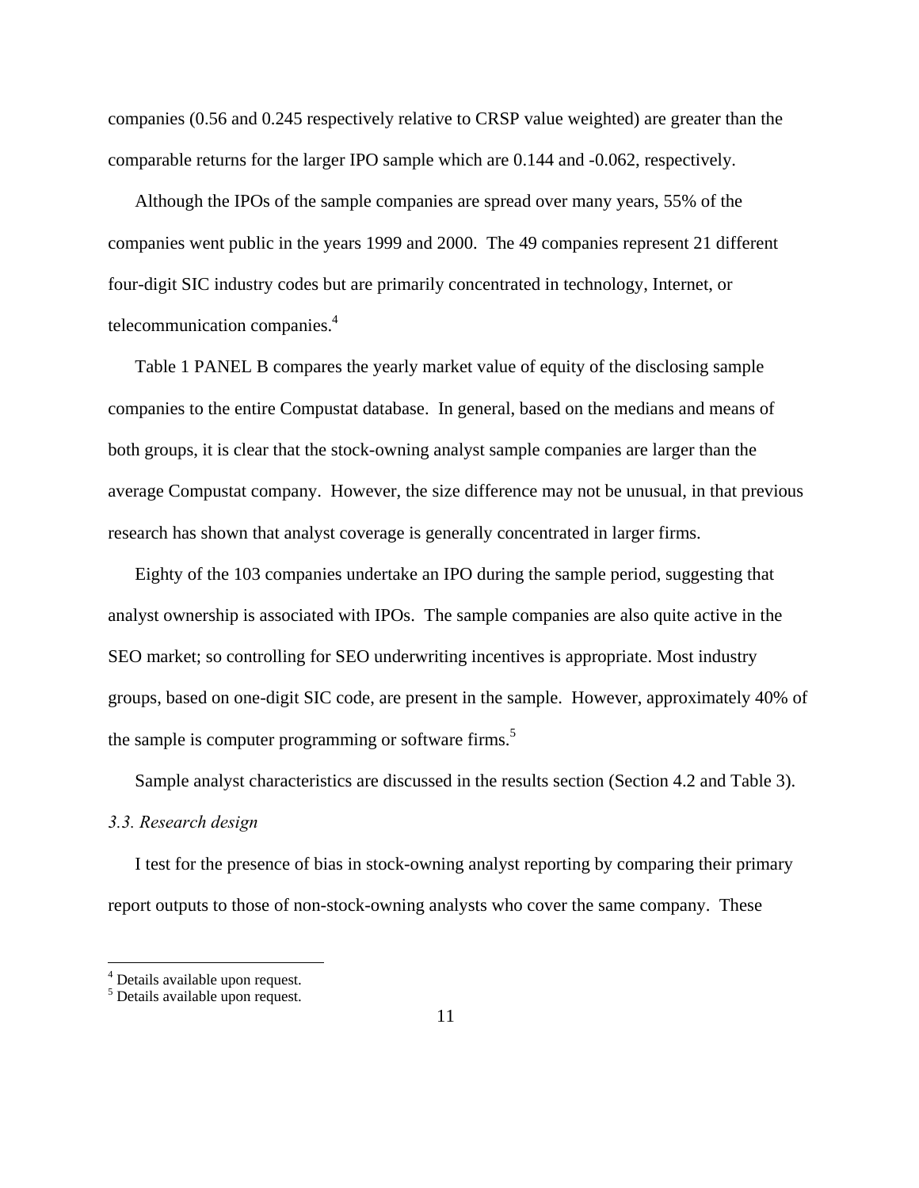companies (0.56 and 0.245 respectively relative to CRSP value weighted) are greater than the comparable returns for the larger IPO sample which are 0.144 and -0.062, respectively.

Although the IPOs of the sample companies are spread over many years, 55% of the companies went public in the years 1999 and 2000. The 49 companies represent 21 different four-digit SIC industry codes but are primarily concentrated in technology, Internet, or telecommunication companies.[4]

Table 1 PANEL B compares the yearly market value of equity of the disclosing sample companies to the entire Compustat database. In general, based on the medians and means of both groups, it is clear that the stock-owning analyst sample companies are larger than the average Compustat company. However, the size difference may not be unusual, in that previous research has shown that analyst coverage is generally concentrated in larger firms.

Eighty of the 103 companies undertake an IPO during the sample period, suggesting that analyst ownership is associated with IPOs. The sample companies are also quite active in the SEO market; so controlling for SEO underwriting incentives is appropriate. Most industry groups, based on one-digit SIC code, are present in the sample. However, approximately 40% of the sample is computer programming or software firms.[5]

Sample analyst characteristics are discussed in the results section (Section 4.2 and Table 3).

### *3.3. Research design*

I test for the presence of bias in stock-owning analyst reporting by comparing their primary report outputs to those of non-stock-owning analysts who cover the same company. These

[4] Details available upon request.
[5] Details available upon request.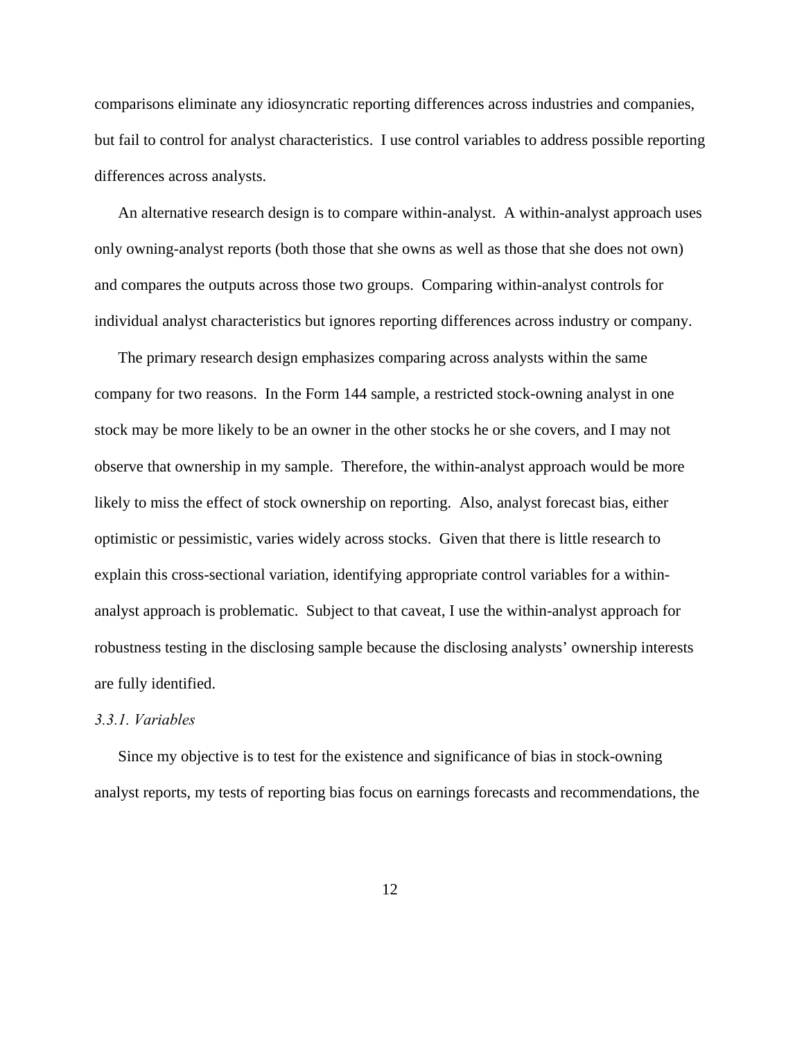comparisons eliminate any idiosyncratic reporting differences across industries and companies, but fail to control for analyst characteristics. I use control variables to address possible reporting differences across analysts.

An alternative research design is to compare within-analyst. A within-analyst approach uses only owning-analyst reports (both those that she owns as well as those that she does not own) and compares the outputs across those two groups. Comparing within-analyst controls for individual analyst characteristics but ignores reporting differences across industry or company.

The primary research design emphasizes comparing across analysts within the same company for two reasons. In the Form 144 sample, a restricted stock-owning analyst in one stock may be more likely to be an owner in the other stocks he or she covers, and I may not observe that ownership in my sample. Therefore, the within-analyst approach would be more likely to miss the effect of stock ownership on reporting. Also, analyst forecast bias, either optimistic or pessimistic, varies widely across stocks. Given that there is little research to explain this cross-sectional variation, identifying appropriate control variables for a within-analyst approach is problematic. Subject to that caveat, I use the within-analyst approach for robustness testing in the disclosing sample because the disclosing analysts' ownership interests are fully identified.

### *3.3.1. Variables*

Since my objective is to test for the existence and significance of bias in stock-owning analyst reports, my tests of reporting bias focus on earnings forecasts and recommendations, the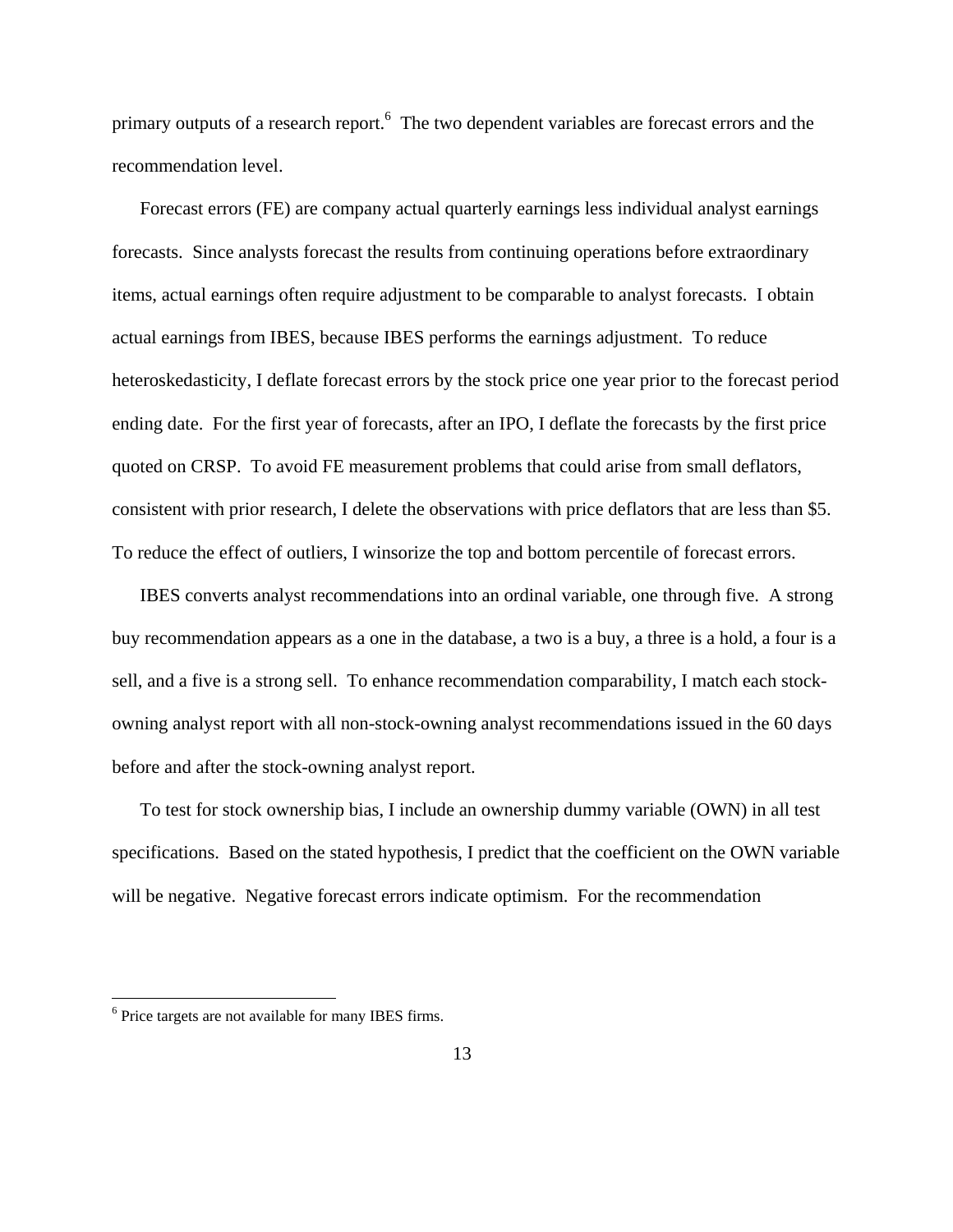primary outputs of a research report.[6] The two dependent variables are forecast errors and the recommendation level.

Forecast errors (FE) are company actual quarterly earnings less individual analyst earnings forecasts. Since analysts forecast the results from continuing operations before extraordinary items, actual earnings often require adjustment to be comparable to analyst forecasts. I obtain actual earnings from IBES, because IBES performs the earnings adjustment. To reduce heteroskedasticity, I deflate forecast errors by the stock price one year prior to the forecast period ending date. For the first year of forecasts, after an IPO, I deflate the forecasts by the first price quoted on CRSP. To avoid FE measurement problems that could arise from small deflators, consistent with prior research, I delete the observations with price deflators that are less than $5. To reduce the effect of outliers, I winsorize the top and bottom percentile of forecast errors.

IBES converts analyst recommendations into an ordinal variable, one through five. A strong buy recommendation appears as a one in the database, a two is a buy, a three is a hold, a four is a sell, and a five is a strong sell. To enhance recommendation comparability, I match each stock-owning analyst report with all non-stock-owning analyst recommendations issued in the 60 days before and after the stock-owning analyst report.

To test for stock ownership bias, I include an ownership dummy variable (OWN) in all test specifications. Based on the stated hypothesis, I predict that the coefficient on the OWN variable will be negative. Negative forecast errors indicate optimism. For the recommendation

[6] Price targets are not available for many IBES firms.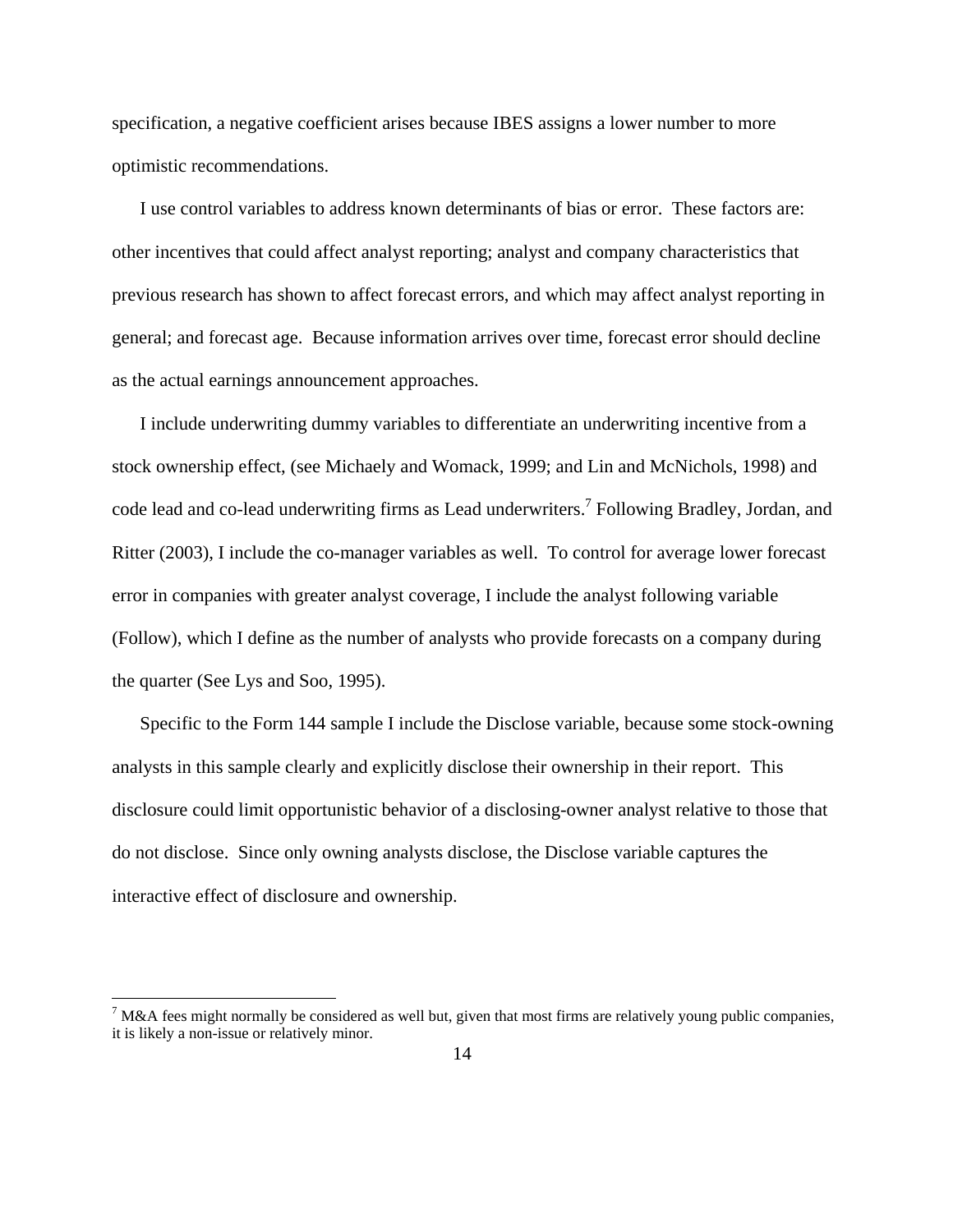specification, a negative coefficient arises because IBES assigns a lower number to more optimistic recommendations.

I use control variables to address known determinants of bias or error. These factors are: other incentives that could affect analyst reporting; analyst and company characteristics that previous research has shown to affect forecast errors, and which may affect analyst reporting in general; and forecast age. Because information arrives over time, forecast error should decline as the actual earnings announcement approaches.

I include underwriting dummy variables to differentiate an underwriting incentive from a stock ownership effect, (see Michaely and Womack, 1999; and Lin and McNichols, 1998) and code lead and co-lead underwriting firms as Lead underwriters.[7] Following Bradley, Jordan, and Ritter (2003), I include the co-manager variables as well. To control for average lower forecast error in companies with greater analyst coverage, I include the analyst following variable (Follow), which I define as the number of analysts who provide forecasts on a company during the quarter (See Lys and Soo, 1995).

Specific to the Form 144 sample I include the Disclose variable, because some stock-owning analysts in this sample clearly and explicitly disclose their ownership in their report. This disclosure could limit opportunistic behavior of a disclosing-owner analyst relative to those that do not disclose. Since only owning analysts disclose, the Disclose variable captures the interactive effect of disclosure and ownership.

[7] M&A fees might normally be considered as well but, given that most firms are relatively young public companies, it is likely a non-issue or relatively minor.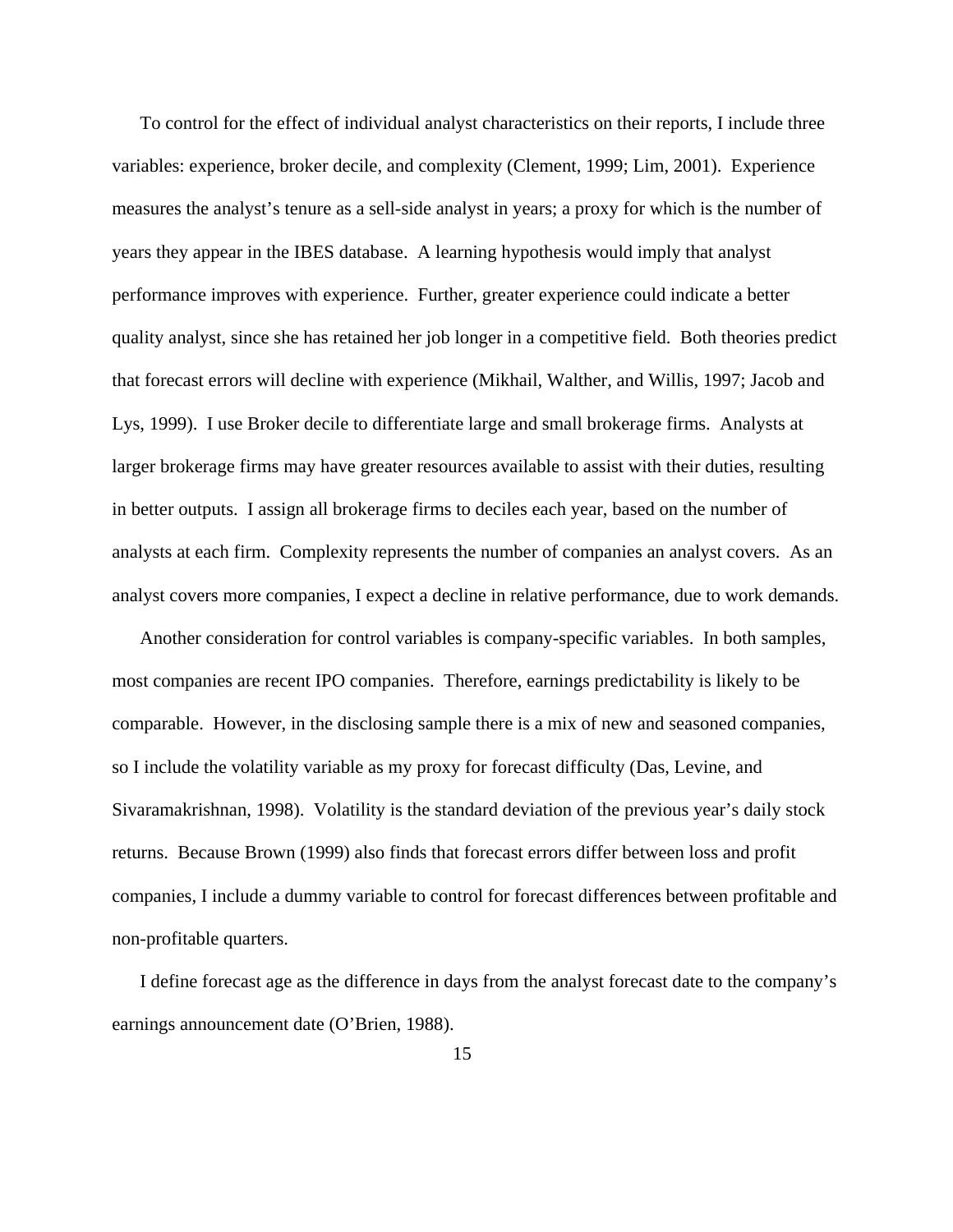To control for the effect of individual analyst characteristics on their reports, I include three variables: experience, broker decile, and complexity (Clement, 1999; Lim, 2001). Experience measures the analyst's tenure as a sell-side analyst in years; a proxy for which is the number of years they appear in the IBES database. A learning hypothesis would imply that analyst performance improves with experience. Further, greater experience could indicate a better quality analyst, since she has retained her job longer in a competitive field. Both theories predict that forecast errors will decline with experience (Mikhail, Walther, and Willis, 1997; Jacob and Lys, 1999). I use Broker decile to differentiate large and small brokerage firms. Analysts at larger brokerage firms may have greater resources available to assist with their duties, resulting in better outputs. I assign all brokerage firms to deciles each year, based on the number of analysts at each firm. Complexity represents the number of companies an analyst covers. As an analyst covers more companies, I expect a decline in relative performance, due to work demands.

Another consideration for control variables is company-specific variables. In both samples, most companies are recent IPO companies. Therefore, earnings predictability is likely to be comparable. However, in the disclosing sample there is a mix of new and seasoned companies, so I include the volatility variable as my proxy for forecast difficulty (Das, Levine, and Sivaramakrishnan, 1998). Volatility is the standard deviation of the previous year's daily stock returns. Because Brown (1999) also finds that forecast errors differ between loss and profit companies, I include a dummy variable to control for forecast differences between profitable and non-profitable quarters.

I define forecast age as the difference in days from the analyst forecast date to the company's earnings announcement date (O'Brien, 1988).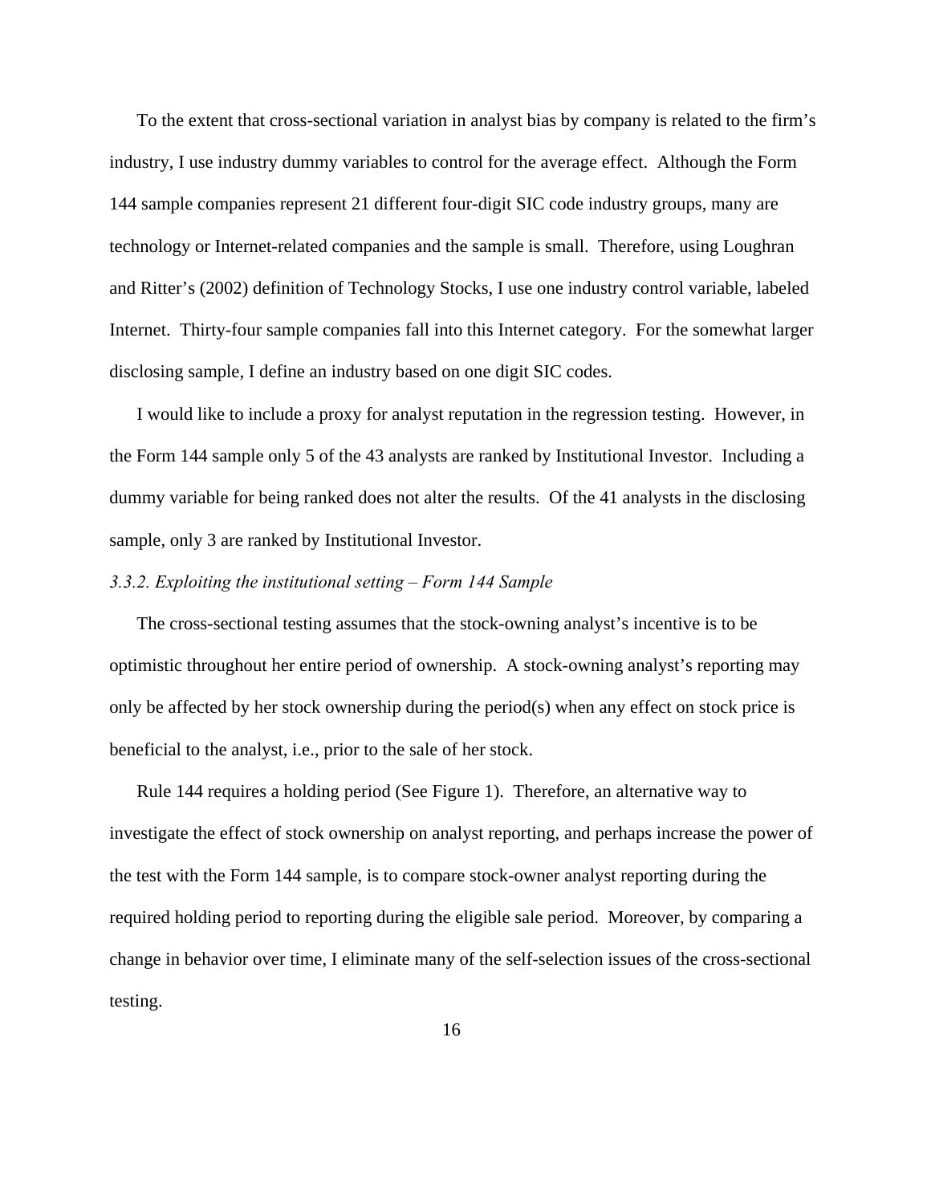To the extent that cross-sectional variation in analyst bias by company is related to the firm's industry, I use industry dummy variables to control for the average effect. Although the Form 144 sample companies represent 21 different four-digit SIC code industry groups, many are technology or Internet-related companies and the sample is small. Therefore, using Loughran and Ritter's (2002) definition of Technology Stocks, I use one industry control variable, labeled Internet. Thirty-four sample companies fall into this Internet category. For the somewhat larger disclosing sample, I define an industry based on one digit SIC codes.

I would like to include a proxy for analyst reputation in the regression testing. However, in the Form 144 sample only 5 of the 43 analysts are ranked by Institutional Investor. Including a dummy variable for being ranked does not alter the results. Of the 41 analysts in the disclosing sample, only 3 are ranked by Institutional Investor.

*3.3.2. Exploiting the institutional setting – Form 144 Sample*

The cross-sectional testing assumes that the stock-owning analyst's incentive is to be optimistic throughout her entire period of ownership. A stock-owning analyst's reporting may only be affected by her stock ownership during the period(s) when any effect on stock price is beneficial to the analyst, i.e., prior to the sale of her stock.

Rule 144 requires a holding period (See Figure 1). Therefore, an alternative way to investigate the effect of stock ownership on analyst reporting, and perhaps increase the power of the test with the Form 144 sample, is to compare stock-owner analyst reporting during the required holding period to reporting during the eligible sale period. Moreover, by comparing a change in behavior over time, I eliminate many of the self-selection issues of the cross-sectional testing.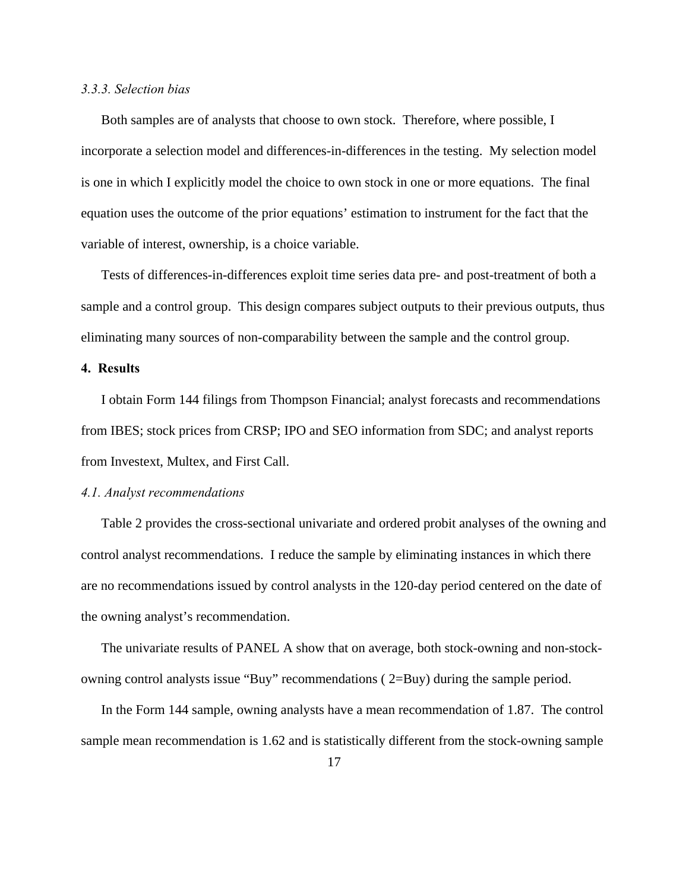### *3.3.3. Selection bias*

Both samples are of analysts that choose to own stock. Therefore, where possible, I incorporate a selection model and differences-in-differences in the testing. My selection model is one in which I explicitly model the choice to own stock in one or more equations. The final equation uses the outcome of the prior equations' estimation to instrument for the fact that the variable of interest, ownership, is a choice variable.

Tests of differences-in-differences exploit time series data pre- and post-treatment of both a sample and a control group. This design compares subject outputs to their previous outputs, thus eliminating many sources of non-comparability between the sample and the control group.

## 4. Results

I obtain Form 144 filings from Thompson Financial; analyst forecasts and recommendations from IBES; stock prices from CRSP; IPO and SEO information from SDC; and analyst reports from Investext, Multex, and First Call.

### *4.1. Analyst recommendations*

Table 2 provides the cross-sectional univariate and ordered probit analyses of the owning and control analyst recommendations. I reduce the sample by eliminating instances in which there are no recommendations issued by control analysts in the 120-day period centered on the date of the owning analyst's recommendation.

The univariate results of PANEL A show that on average, both stock-owning and non-stock-owning control analysts issue "Buy" recommendations ( 2=Buy) during the sample period.

In the Form 144 sample, owning analysts have a mean recommendation of 1.87. The control sample mean recommendation is 1.62 and is statistically different from the stock-owning sample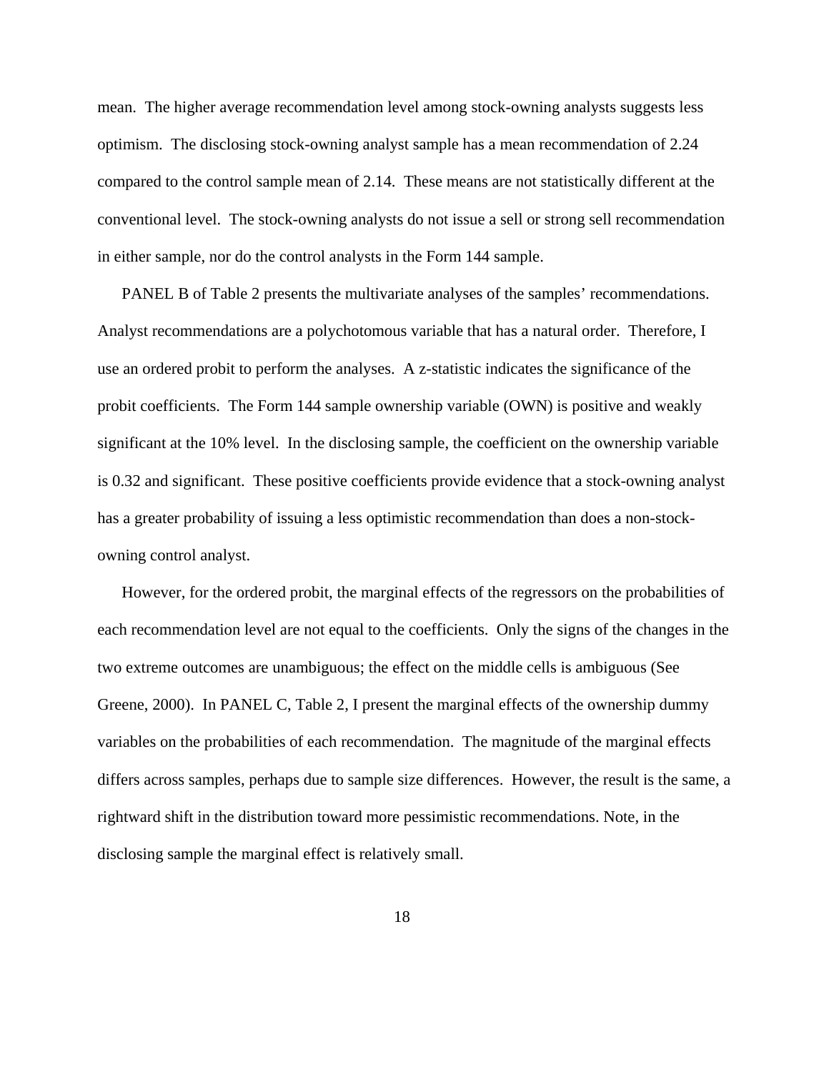mean. The higher average recommendation level among stock-owning analysts suggests less optimism. The disclosing stock-owning analyst sample has a mean recommendation of 2.24 compared to the control sample mean of 2.14. These means are not statistically different at the conventional level. The stock-owning analysts do not issue a sell or strong sell recommendation in either sample, nor do the control analysts in the Form 144 sample.

PANEL B of Table 2 presents the multivariate analyses of the samples' recommendations. Analyst recommendations are a polychotomous variable that has a natural order. Therefore, I use an ordered probit to perform the analyses. A z-statistic indicates the significance of the probit coefficients. The Form 144 sample ownership variable (OWN) is positive and weakly significant at the 10% level. In the disclosing sample, the coefficient on the ownership variable is 0.32 and significant. These positive coefficients provide evidence that a stock-owning analyst has a greater probability of issuing a less optimistic recommendation than does a non-stock-owning control analyst.

However, for the ordered probit, the marginal effects of the regressors on the probabilities of each recommendation level are not equal to the coefficients. Only the signs of the changes in the two extreme outcomes are unambiguous; the effect on the middle cells is ambiguous (See Greene, 2000). In PANEL C, Table 2, I present the marginal effects of the ownership dummy variables on the probabilities of each recommendation. The magnitude of the marginal effects differs across samples, perhaps due to sample size differences. However, the result is the same, a rightward shift in the distribution toward more pessimistic recommendations. Note, in the disclosing sample the marginal effect is relatively small.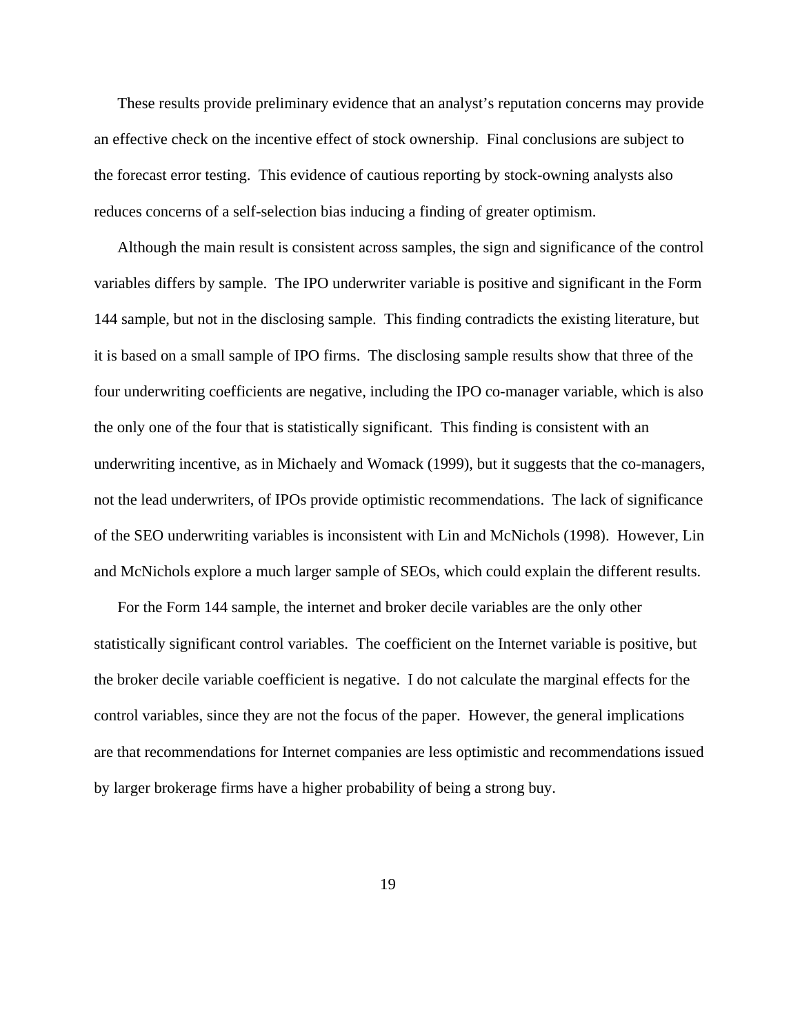These results provide preliminary evidence that an analyst's reputation concerns may provide an effective check on the incentive effect of stock ownership. Final conclusions are subject to the forecast error testing. This evidence of cautious reporting by stock-owning analysts also reduces concerns of a self-selection bias inducing a finding of greater optimism.

Although the main result is consistent across samples, the sign and significance of the control variables differs by sample. The IPO underwriter variable is positive and significant in the Form 144 sample, but not in the disclosing sample. This finding contradicts the existing literature, but it is based on a small sample of IPO firms. The disclosing sample results show that three of the four underwriting coefficients are negative, including the IPO co-manager variable, which is also the only one of the four that is statistically significant. This finding is consistent with an underwriting incentive, as in Michaely and Womack (1999), but it suggests that the co-managers, not the lead underwriters, of IPOs provide optimistic recommendations. The lack of significance of the SEO underwriting variables is inconsistent with Lin and McNichols (1998). However, Lin and McNichols explore a much larger sample of SEOs, which could explain the different results.

For the Form 144 sample, the internet and broker decile variables are the only other statistically significant control variables. The coefficient on the Internet variable is positive, but the broker decile variable coefficient is negative. I do not calculate the marginal effects for the control variables, since they are not the focus of the paper. However, the general implications are that recommendations for Internet companies are less optimistic and recommendations issued by larger brokerage firms have a higher probability of being a strong buy.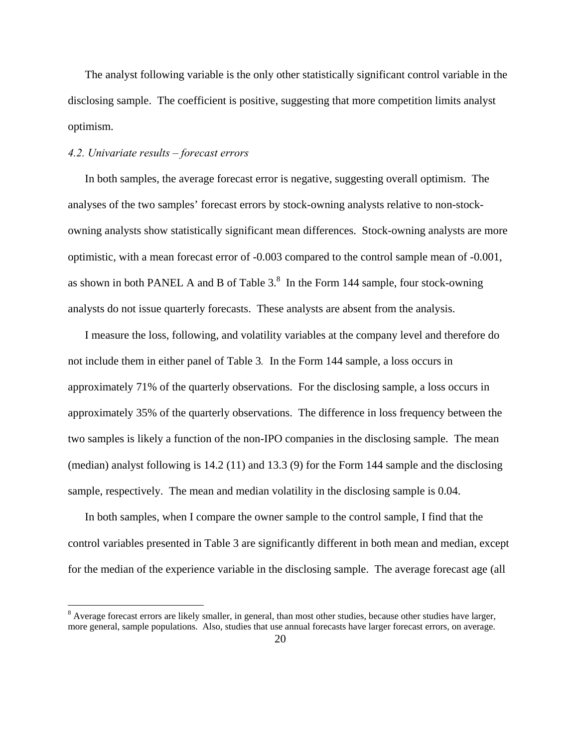The analyst following variable is the only other statistically significant control variable in the disclosing sample. The coefficient is positive, suggesting that more competition limits analyst optimism.

### *4.2. Univariate results – forecast errors*

In both samples, the average forecast error is negative, suggesting overall optimism. The analyses of the two samples' forecast errors by stock-owning analysts relative to non-stock-owning analysts show statistically significant mean differences. Stock-owning analysts are more optimistic, with a mean forecast error of -0.003 compared to the control sample mean of -0.001, as shown in both PANEL A and B of Table 3.[8] In the Form 144 sample, four stock-owning analysts do not issue quarterly forecasts. These analysts are absent from the analysis.

I measure the loss, following, and volatility variables at the company level and therefore do not include them in either panel of Table 3*.* In the Form 144 sample, a loss occurs in approximately 71% of the quarterly observations. For the disclosing sample, a loss occurs in approximately 35% of the quarterly observations. The difference in loss frequency between the two samples is likely a function of the non-IPO companies in the disclosing sample. The mean (median) analyst following is 14.2 (11) and 13.3 (9) for the Form 144 sample and the disclosing sample, respectively. The mean and median volatility in the disclosing sample is 0.04.

In both samples, when I compare the owner sample to the control sample, I find that the control variables presented in Table 3 are significantly different in both mean and median, except for the median of the experience variable in the disclosing sample. The average forecast age (all

[8] Average forecast errors are likely smaller, in general, than most other studies, because other studies have larger, more general, sample populations. Also, studies that use annual forecasts have larger forecast errors, on average.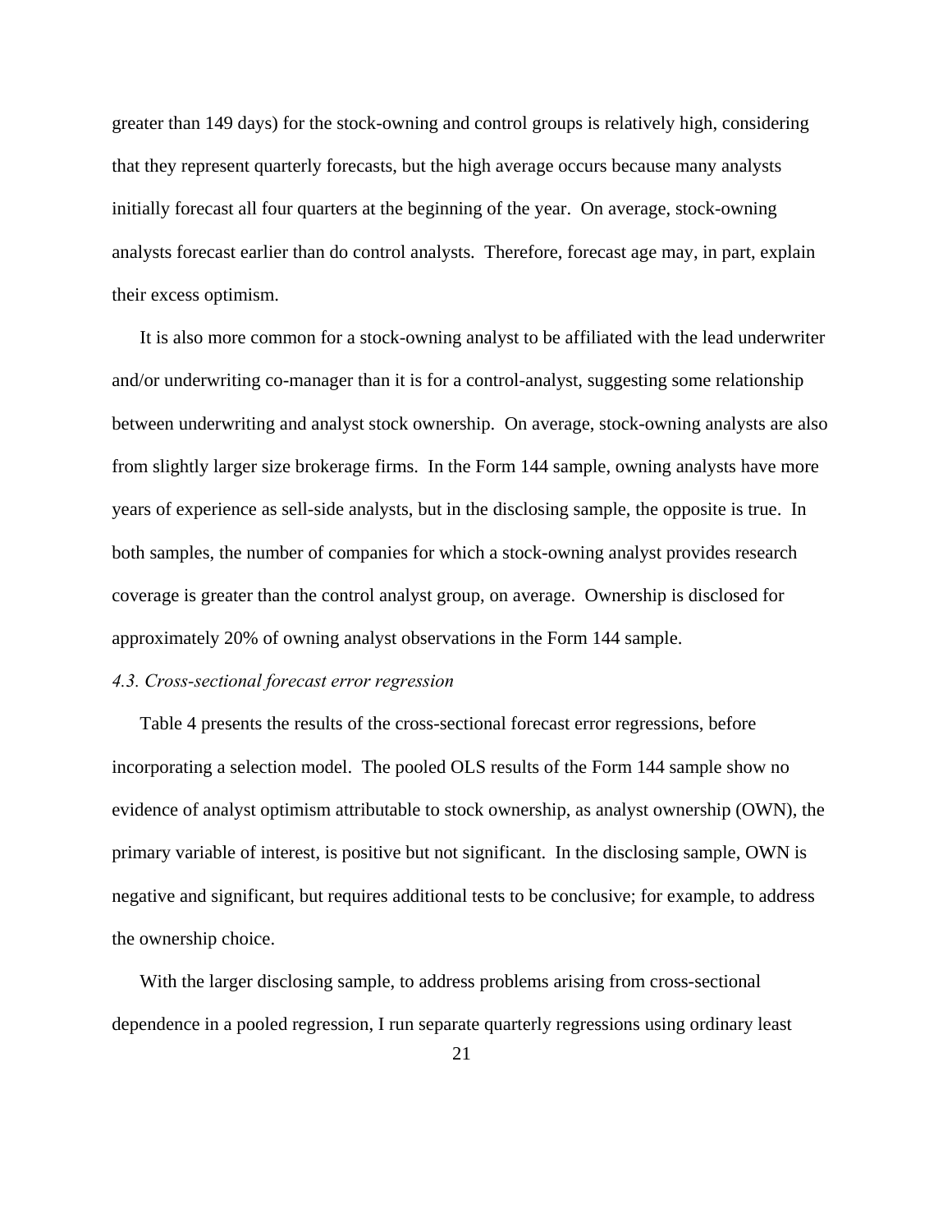greater than 149 days) for the stock-owning and control groups is relatively high, considering that they represent quarterly forecasts, but the high average occurs because many analysts initially forecast all four quarters at the beginning of the year. On average, stock-owning analysts forecast earlier than do control analysts. Therefore, forecast age may, in part, explain their excess optimism.

It is also more common for a stock-owning analyst to be affiliated with the lead underwriter and/or underwriting co-manager than it is for a control-analyst, suggesting some relationship between underwriting and analyst stock ownership. On average, stock-owning analysts are also from slightly larger size brokerage firms. In the Form 144 sample, owning analysts have more years of experience as sell-side analysts, but in the disclosing sample, the opposite is true. In both samples, the number of companies for which a stock-owning analyst provides research coverage is greater than the control analyst group, on average. Ownership is disclosed for approximately 20% of owning analyst observations in the Form 144 sample.

*4.3. Cross-sectional forecast error regression*

Table 4 presents the results of the cross-sectional forecast error regressions, before incorporating a selection model. The pooled OLS results of the Form 144 sample show no evidence of analyst optimism attributable to stock ownership, as analyst ownership (OWN), the primary variable of interest, is positive but not significant. In the disclosing sample, OWN is negative and significant, but requires additional tests to be conclusive; for example, to address the ownership choice.

With the larger disclosing sample, to address problems arising from cross-sectional dependence in a pooled regression, I run separate quarterly regressions using ordinary least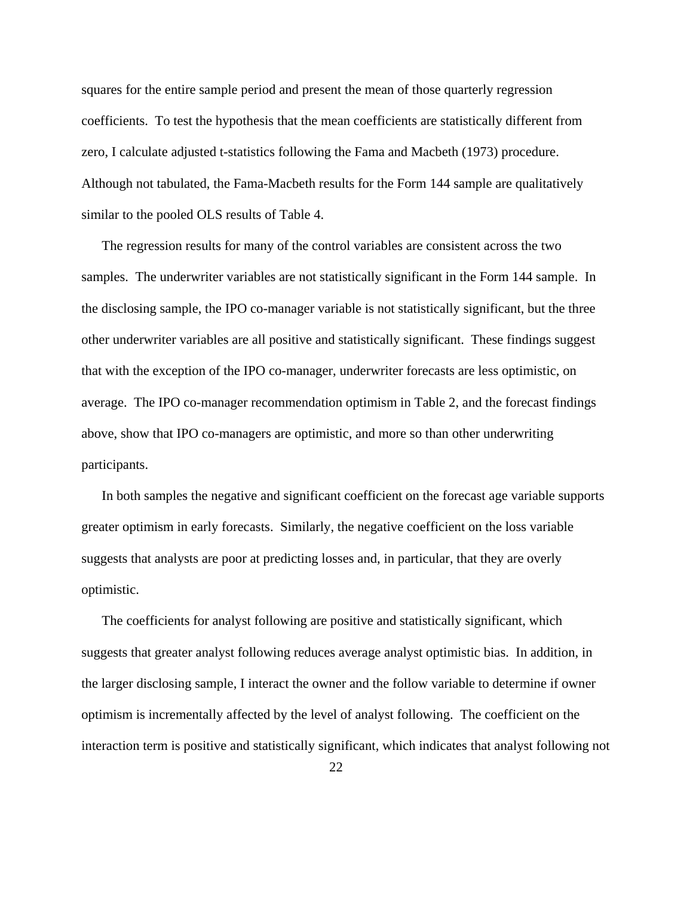squares for the entire sample period and present the mean of those quarterly regression coefficients. To test the hypothesis that the mean coefficients are statistically different from zero, I calculate adjusted t-statistics following the Fama and Macbeth (1973) procedure. Although not tabulated, the Fama-Macbeth results for the Form 144 sample are qualitatively similar to the pooled OLS results of Table 4.

The regression results for many of the control variables are consistent across the two samples. The underwriter variables are not statistically significant in the Form 144 sample. In the disclosing sample, the IPO co-manager variable is not statistically significant, but the three other underwriter variables are all positive and statistically significant. These findings suggest that with the exception of the IPO co-manager, underwriter forecasts are less optimistic, on average. The IPO co-manager recommendation optimism in Table 2, and the forecast findings above, show that IPO co-managers are optimistic, and more so than other underwriting participants.

In both samples the negative and significant coefficient on the forecast age variable supports greater optimism in early forecasts. Similarly, the negative coefficient on the loss variable suggests that analysts are poor at predicting losses and, in particular, that they are overly optimistic.

The coefficients for analyst following are positive and statistically significant, which suggests that greater analyst following reduces average analyst optimistic bias. In addition, in the larger disclosing sample, I interact the owner and the follow variable to determine if owner optimism is incrementally affected by the level of analyst following. The coefficient on the interaction term is positive and statistically significant, which indicates that analyst following not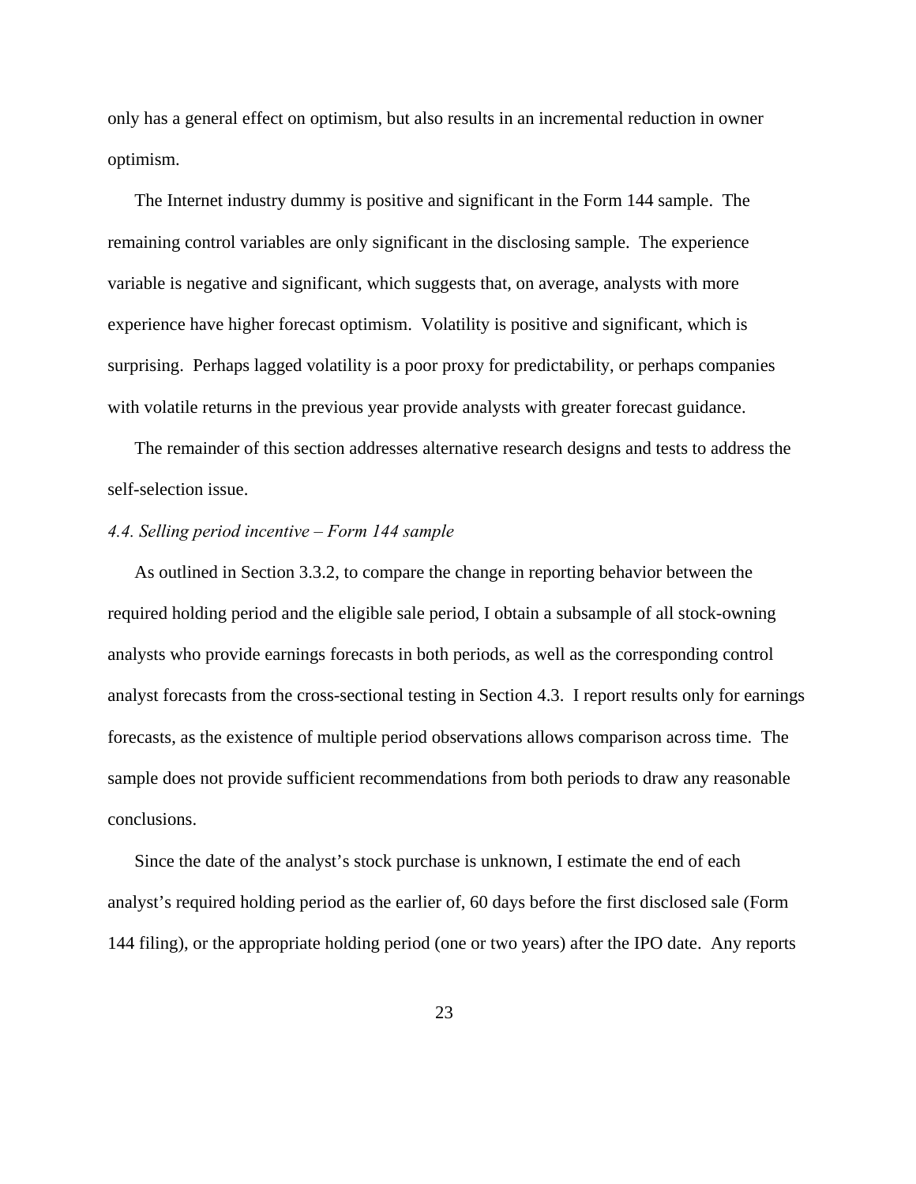only has a general effect on optimism, but also results in an incremental reduction in owner optimism.

The Internet industry dummy is positive and significant in the Form 144 sample. The remaining control variables are only significant in the disclosing sample. The experience variable is negative and significant, which suggests that, on average, analysts with more experience have higher forecast optimism. Volatility is positive and significant, which is surprising. Perhaps lagged volatility is a poor proxy for predictability, or perhaps companies with volatile returns in the previous year provide analysts with greater forecast guidance.

The remainder of this section addresses alternative research designs and tests to address the self-selection issue.

### *4.4. Selling period incentive – Form 144 sample*

As outlined in Section 3.3.2, to compare the change in reporting behavior between the required holding period and the eligible sale period, I obtain a subsample of all stock-owning analysts who provide earnings forecasts in both periods, as well as the corresponding control analyst forecasts from the cross-sectional testing in Section 4.3. I report results only for earnings forecasts, as the existence of multiple period observations allows comparison across time. The sample does not provide sufficient recommendations from both periods to draw any reasonable conclusions.

Since the date of the analyst's stock purchase is unknown, I estimate the end of each analyst's required holding period as the earlier of, 60 days before the first disclosed sale (Form 144 filing), or the appropriate holding period (one or two years) after the IPO date. Any reports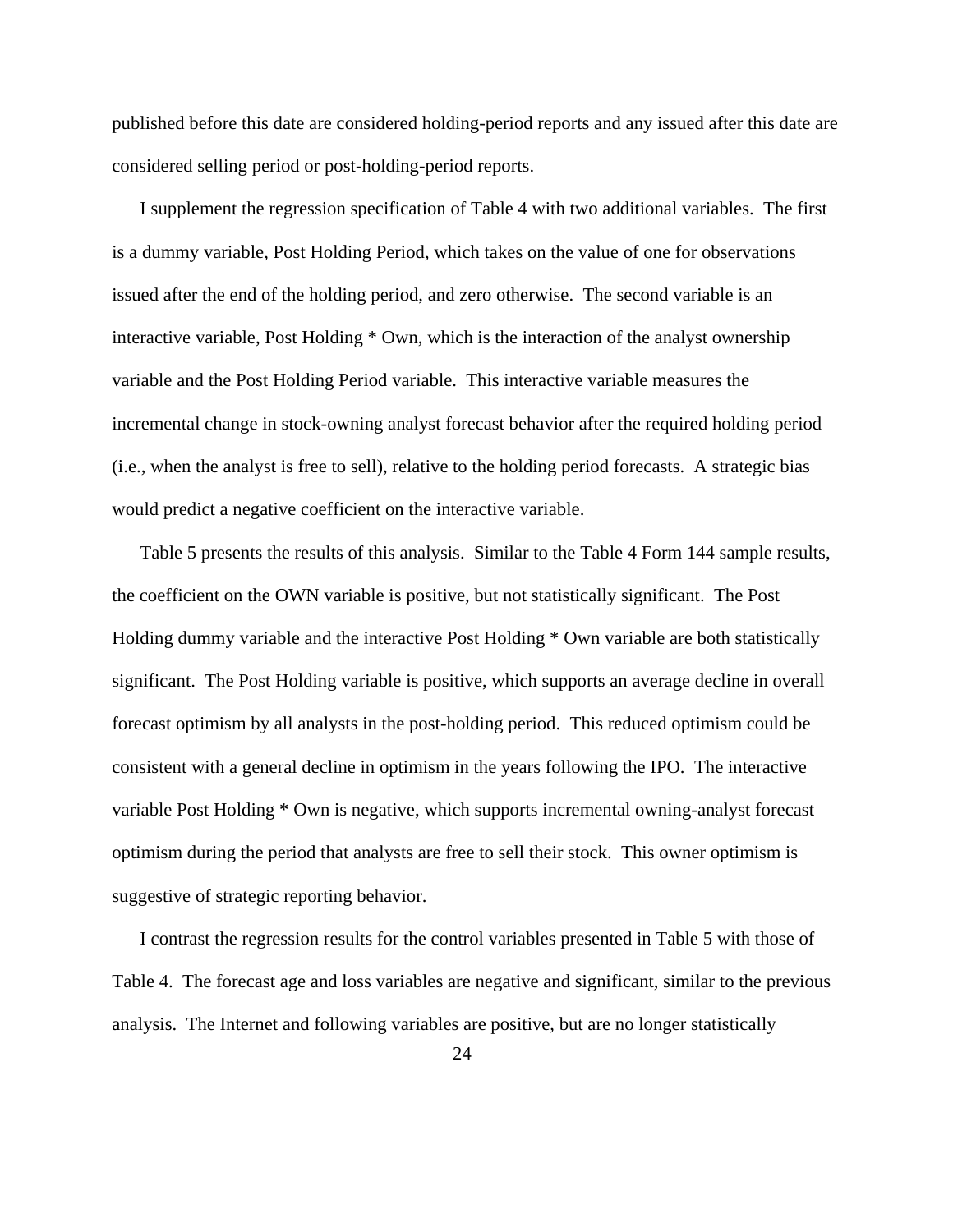published before this date are considered holding-period reports and any issued after this date are considered selling period or post-holding-period reports.

I supplement the regression specification of Table 4 with two additional variables. The first is a dummy variable, Post Holding Period, which takes on the value of one for observations issued after the end of the holding period, and zero otherwise. The second variable is an interactive variable, Post Holding * Own, which is the interaction of the analyst ownership variable and the Post Holding Period variable. This interactive variable measures the incremental change in stock-owning analyst forecast behavior after the required holding period (i.e., when the analyst is free to sell), relative to the holding period forecasts. A strategic bias would predict a negative coefficient on the interactive variable.

Table 5 presents the results of this analysis. Similar to the Table 4 Form 144 sample results, the coefficient on the OWN variable is positive, but not statistically significant. The Post Holding dummy variable and the interactive Post Holding * Own variable are both statistically significant. The Post Holding variable is positive, which supports an average decline in overall forecast optimism by all analysts in the post-holding period. This reduced optimism could be consistent with a general decline in optimism in the years following the IPO. The interactive variable Post Holding * Own is negative, which supports incremental owning-analyst forecast optimism during the period that analysts are free to sell their stock. This owner optimism is suggestive of strategic reporting behavior.

I contrast the regression results for the control variables presented in Table 5 with those of Table 4. The forecast age and loss variables are negative and significant, similar to the previous analysis. The Internet and following variables are positive, but are no longer statistically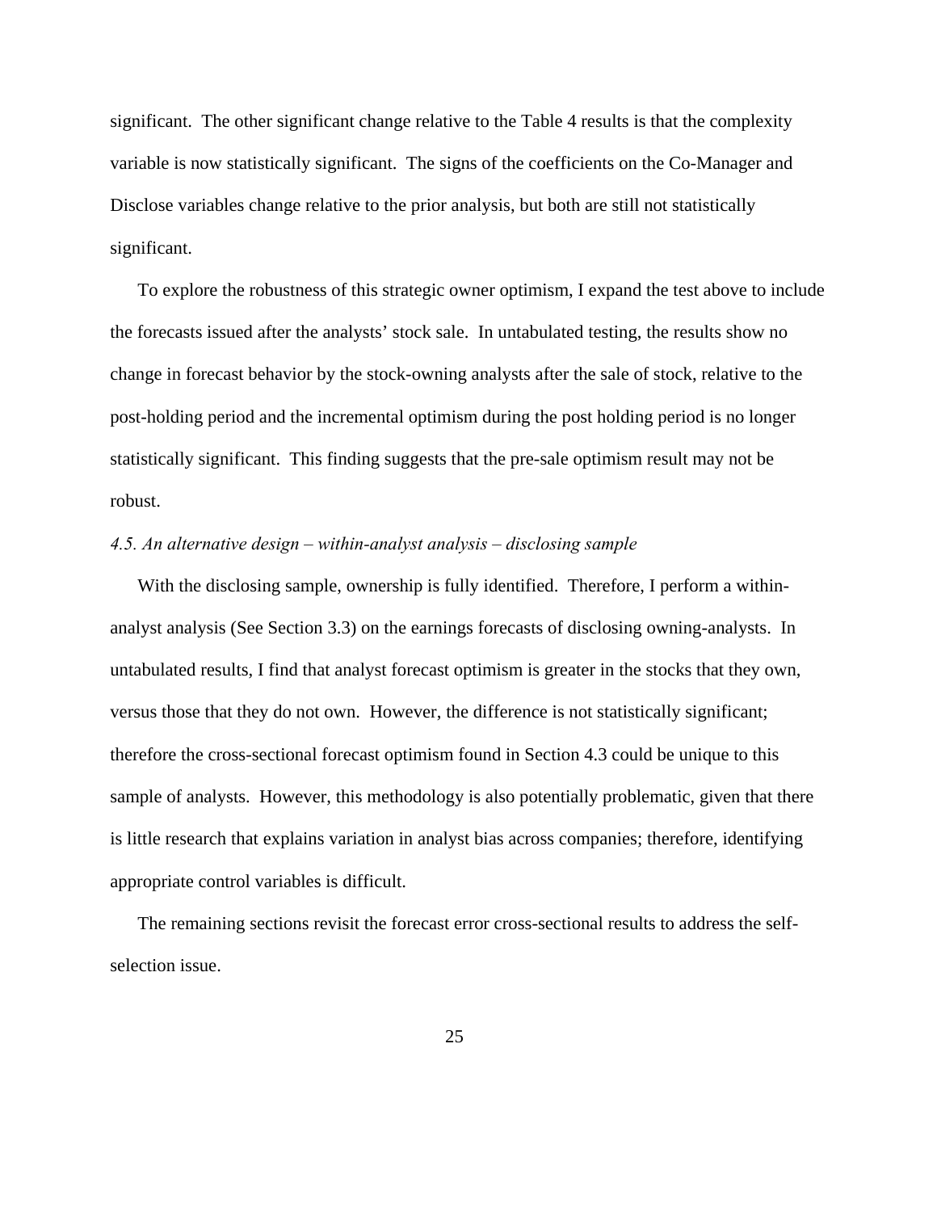significant. The other significant change relative to the Table 4 results is that the complexity variable is now statistically significant. The signs of the coefficients on the Co-Manager and Disclose variables change relative to the prior analysis, but both are still not statistically significant.

To explore the robustness of this strategic owner optimism, I expand the test above to include the forecasts issued after the analysts' stock sale. In untabulated testing, the results show no change in forecast behavior by the stock-owning analysts after the sale of stock, relative to the post-holding period and the incremental optimism during the post holding period is no longer statistically significant. This finding suggests that the pre-sale optimism result may not be robust.

### *4.5. An alternative design – within-analyst analysis – disclosing sample*

With the disclosing sample, ownership is fully identified. Therefore, I perform a within-analyst analysis (See Section 3.3) on the earnings forecasts of disclosing owning-analysts. In untabulated results, I find that analyst forecast optimism is greater in the stocks that they own, versus those that they do not own. However, the difference is not statistically significant; therefore the cross-sectional forecast optimism found in Section 4.3 could be unique to this sample of analysts. However, this methodology is also potentially problematic, given that there is little research that explains variation in analyst bias across companies; therefore, identifying appropriate control variables is difficult.

The remaining sections revisit the forecast error cross-sectional results to address the self-selection issue.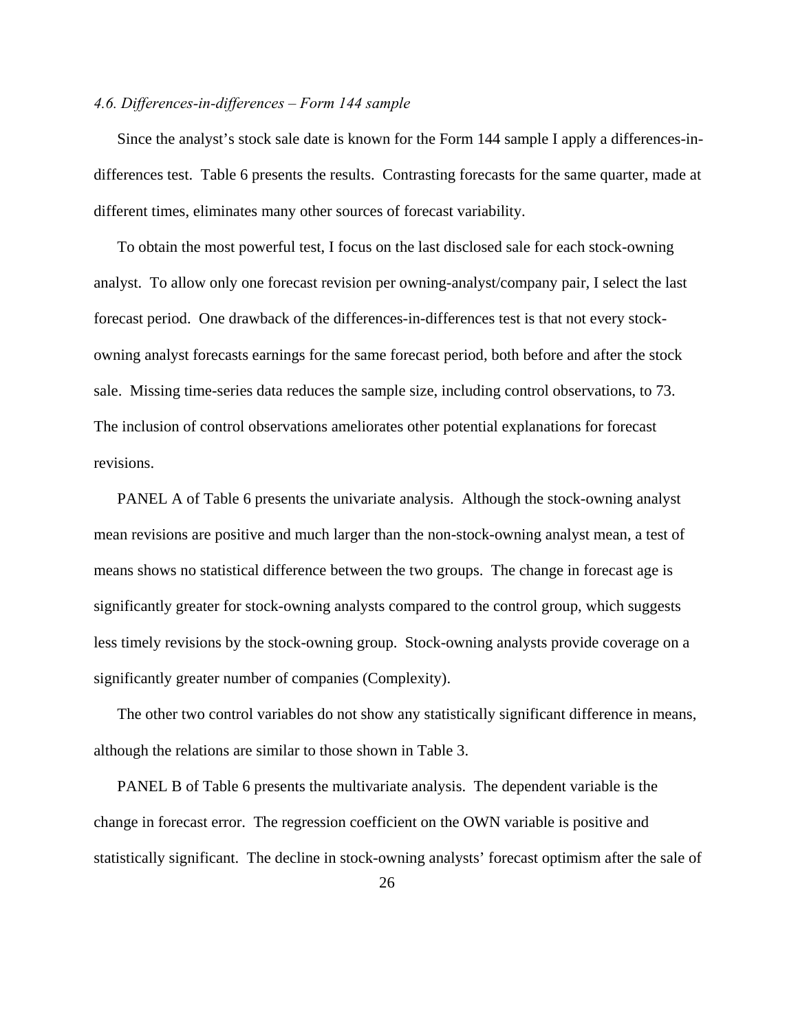### *4.6. Differences-in-differences – Form 144 sample*

Since the analyst's stock sale date is known for the Form 144 sample I apply a differences-in-differences test. Table 6 presents the results. Contrasting forecasts for the same quarter, made at different times, eliminates many other sources of forecast variability.

To obtain the most powerful test, I focus on the last disclosed sale for each stock-owning analyst. To allow only one forecast revision per owning-analyst/company pair, I select the last forecast period. One drawback of the differences-in-differences test is that not every stock-owning analyst forecasts earnings for the same forecast period, both before and after the stock sale. Missing time-series data reduces the sample size, including control observations, to 73. The inclusion of control observations ameliorates other potential explanations for forecast revisions.

PANEL A of Table 6 presents the univariate analysis. Although the stock-owning analyst mean revisions are positive and much larger than the non-stock-owning analyst mean, a test of means shows no statistical difference between the two groups. The change in forecast age is significantly greater for stock-owning analysts compared to the control group, which suggests less timely revisions by the stock-owning group. Stock-owning analysts provide coverage on a significantly greater number of companies (Complexity).

The other two control variables do not show any statistically significant difference in means, although the relations are similar to those shown in Table 3.

PANEL B of Table 6 presents the multivariate analysis. The dependent variable is the change in forecast error. The regression coefficient on the OWN variable is positive and statistically significant. The decline in stock-owning analysts' forecast optimism after the sale of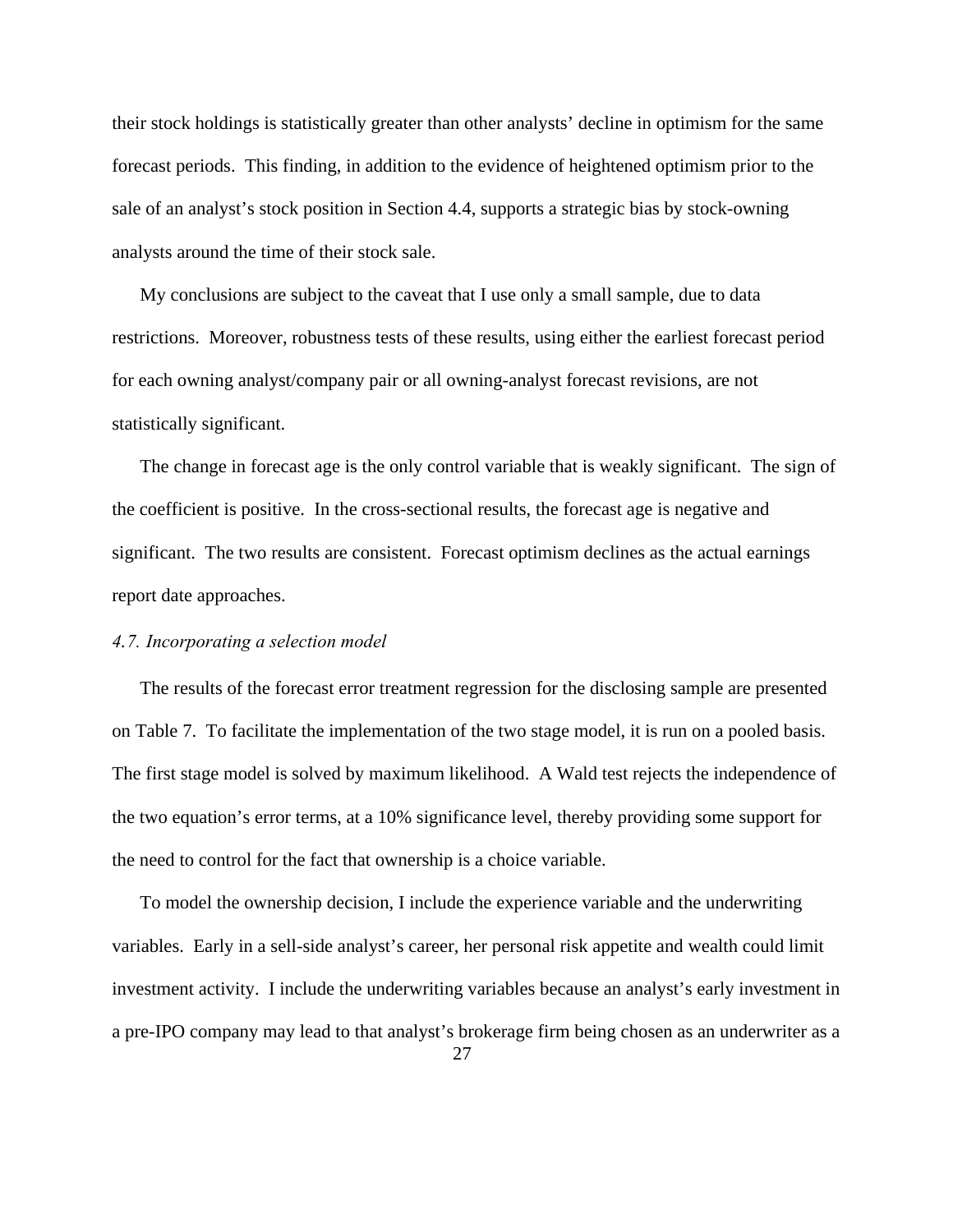their stock holdings is statistically greater than other analysts' decline in optimism for the same forecast periods. This finding, in addition to the evidence of heightened optimism prior to the sale of an analyst's stock position in Section 4.4, supports a strategic bias by stock-owning analysts around the time of their stock sale.

My conclusions are subject to the caveat that I use only a small sample, due to data restrictions. Moreover, robustness tests of these results, using either the earliest forecast period for each owning analyst/company pair or all owning-analyst forecast revisions, are not statistically significant.

The change in forecast age is the only control variable that is weakly significant. The sign of the coefficient is positive. In the cross-sectional results, the forecast age is negative and significant. The two results are consistent. Forecast optimism declines as the actual earnings report date approaches.

### *4.7. Incorporating a selection model*

The results of the forecast error treatment regression for the disclosing sample are presented on Table 7. To facilitate the implementation of the two stage model, it is run on a pooled basis. The first stage model is solved by maximum likelihood. A Wald test rejects the independence of the two equation's error terms, at a 10% significance level, thereby providing some support for the need to control for the fact that ownership is a choice variable.

To model the ownership decision, I include the experience variable and the underwriting variables. Early in a sell-side analyst's career, her personal risk appetite and wealth could limit investment activity. I include the underwriting variables because an analyst's early investment in a pre-IPO company may lead to that analyst's brokerage firm being chosen as an underwriter as a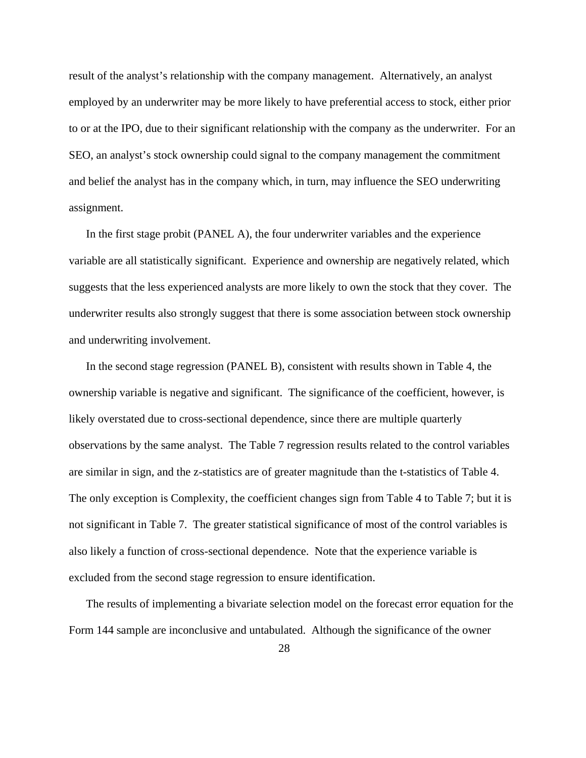result of the analyst's relationship with the company management. Alternatively, an analyst employed by an underwriter may be more likely to have preferential access to stock, either prior to or at the IPO, due to their significant relationship with the company as the underwriter. For an SEO, an analyst's stock ownership could signal to the company management the commitment and belief the analyst has in the company which, in turn, may influence the SEO underwriting assignment.

In the first stage probit (PANEL A), the four underwriter variables and the experience variable are all statistically significant. Experience and ownership are negatively related, which suggests that the less experienced analysts are more likely to own the stock that they cover. The underwriter results also strongly suggest that there is some association between stock ownership and underwriting involvement.

In the second stage regression (PANEL B), consistent with results shown in Table 4, the ownership variable is negative and significant. The significance of the coefficient, however, is likely overstated due to cross-sectional dependence, since there are multiple quarterly observations by the same analyst. The Table 7 regression results related to the control variables are similar in sign, and the z-statistics are of greater magnitude than the t-statistics of Table 4. The only exception is Complexity, the coefficient changes sign from Table 4 to Table 7; but it is not significant in Table 7. The greater statistical significance of most of the control variables is also likely a function of cross-sectional dependence. Note that the experience variable is excluded from the second stage regression to ensure identification.

The results of implementing a bivariate selection model on the forecast error equation for the Form 144 sample are inconclusive and untabulated. Although the significance of the owner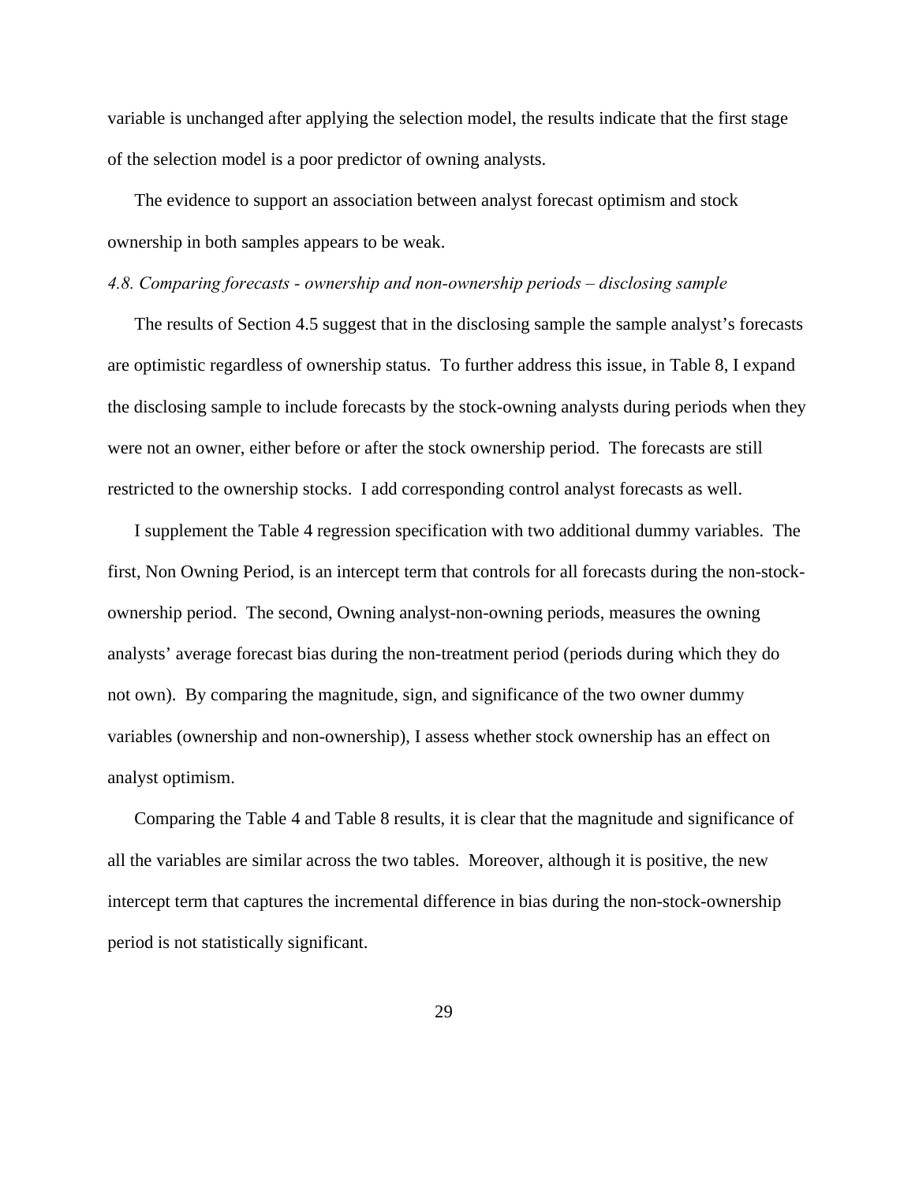variable is unchanged after applying the selection model, the results indicate that the first stage of the selection model is a poor predictor of owning analysts.

The evidence to support an association between analyst forecast optimism and stock ownership in both samples appears to be weak.

*4.8. Comparing forecasts - ownership and non-ownership periods – disclosing sample*

The results of Section 4.5 suggest that in the disclosing sample the sample analyst's forecasts are optimistic regardless of ownership status. To further address this issue, in Table 8, I expand the disclosing sample to include forecasts by the stock-owning analysts during periods when they were not an owner, either before or after the stock ownership period. The forecasts are still restricted to the ownership stocks. I add corresponding control analyst forecasts as well.

I supplement the Table 4 regression specification with two additional dummy variables. The first, Non Owning Period, is an intercept term that controls for all forecasts during the non-stock-ownership period. The second, Owning analyst-non-owning periods, measures the owning analysts' average forecast bias during the non-treatment period (periods during which they do not own). By comparing the magnitude, sign, and significance of the two owner dummy variables (ownership and non-ownership), I assess whether stock ownership has an effect on analyst optimism.

Comparing the Table 4 and Table 8 results, it is clear that the magnitude and significance of all the variables are similar across the two tables. Moreover, although it is positive, the new intercept term that captures the incremental difference in bias during the non-stock-ownership period is not statistically significant.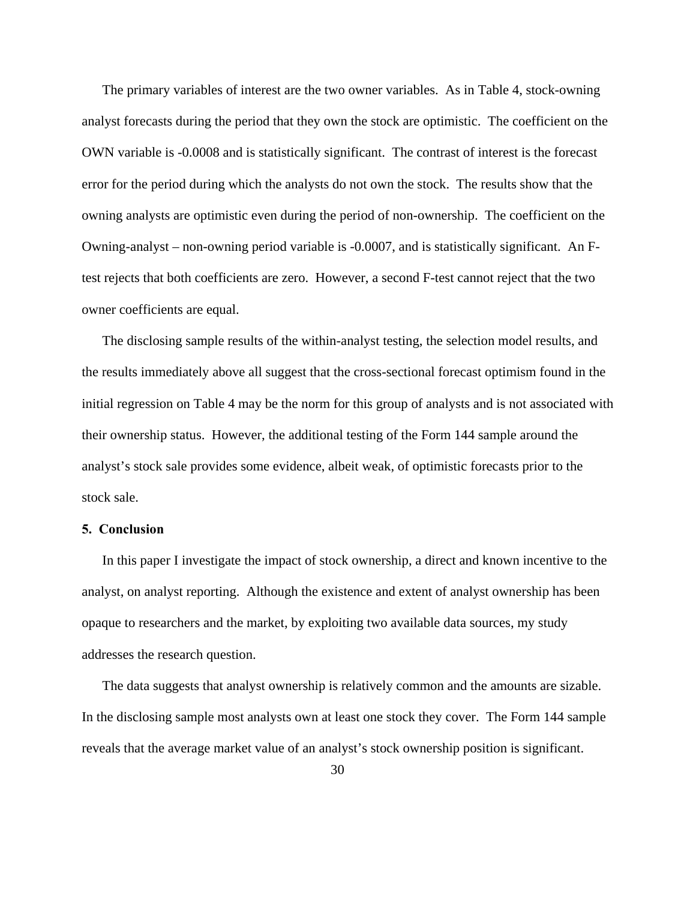The primary variables of interest are the two owner variables. As in Table 4, stock-owning analyst forecasts during the period that they own the stock are optimistic. The coefficient on the OWN variable is -0.0008 and is statistically significant. The contrast of interest is the forecast error for the period during which the analysts do not own the stock. The results show that the owning analysts are optimistic even during the period of non-ownership. The coefficient on the Owning-analyst – non-owning period variable is -0.0007, and is statistically significant. An F-test rejects that both coefficients are zero. However, a second F-test cannot reject that the two owner coefficients are equal.

The disclosing sample results of the within-analyst testing, the selection model results, and the results immediately above all suggest that the cross-sectional forecast optimism found in the initial regression on Table 4 may be the norm for this group of analysts and is not associated with their ownership status. However, the additional testing of the Form 144 sample around the analyst's stock sale provides some evidence, albeit weak, of optimistic forecasts prior to the stock sale.

## 5. Conclusion

In this paper I investigate the impact of stock ownership, a direct and known incentive to the analyst, on analyst reporting. Although the existence and extent of analyst ownership has been opaque to researchers and the market, by exploiting two available data sources, my study addresses the research question.

The data suggests that analyst ownership is relatively common and the amounts are sizable. In the disclosing sample most analysts own at least one stock they cover. The Form 144 sample reveals that the average market value of an analyst's stock ownership position is significant.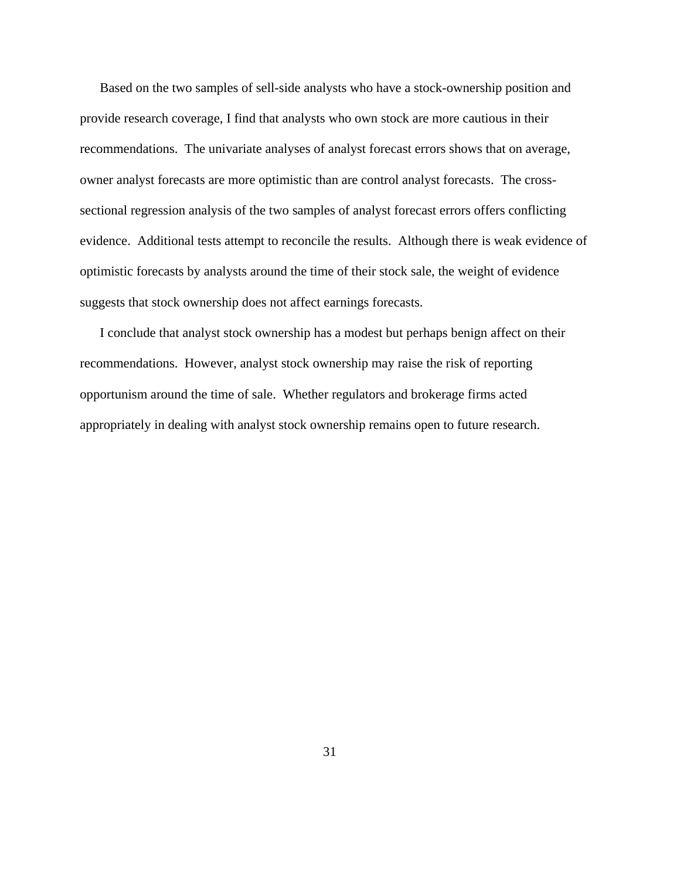Based on the two samples of sell-side analysts who have a stock-ownership position and provide research coverage, I find that analysts who own stock are more cautious in their recommendations. The univariate analyses of analyst forecast errors shows that on average, owner analyst forecasts are more optimistic than are control analyst forecasts. The cross-sectional regression analysis of the two samples of analyst forecast errors offers conflicting evidence. Additional tests attempt to reconcile the results. Although there is weak evidence of optimistic forecasts by analysts around the time of their stock sale, the weight of evidence suggests that stock ownership does not affect earnings forecasts.

I conclude that analyst stock ownership has a modest but perhaps benign affect on their recommendations. However, analyst stock ownership may raise the risk of reporting opportunism around the time of sale. Whether regulators and brokerage firms acted appropriately in dealing with analyst stock ownership remains open to future research.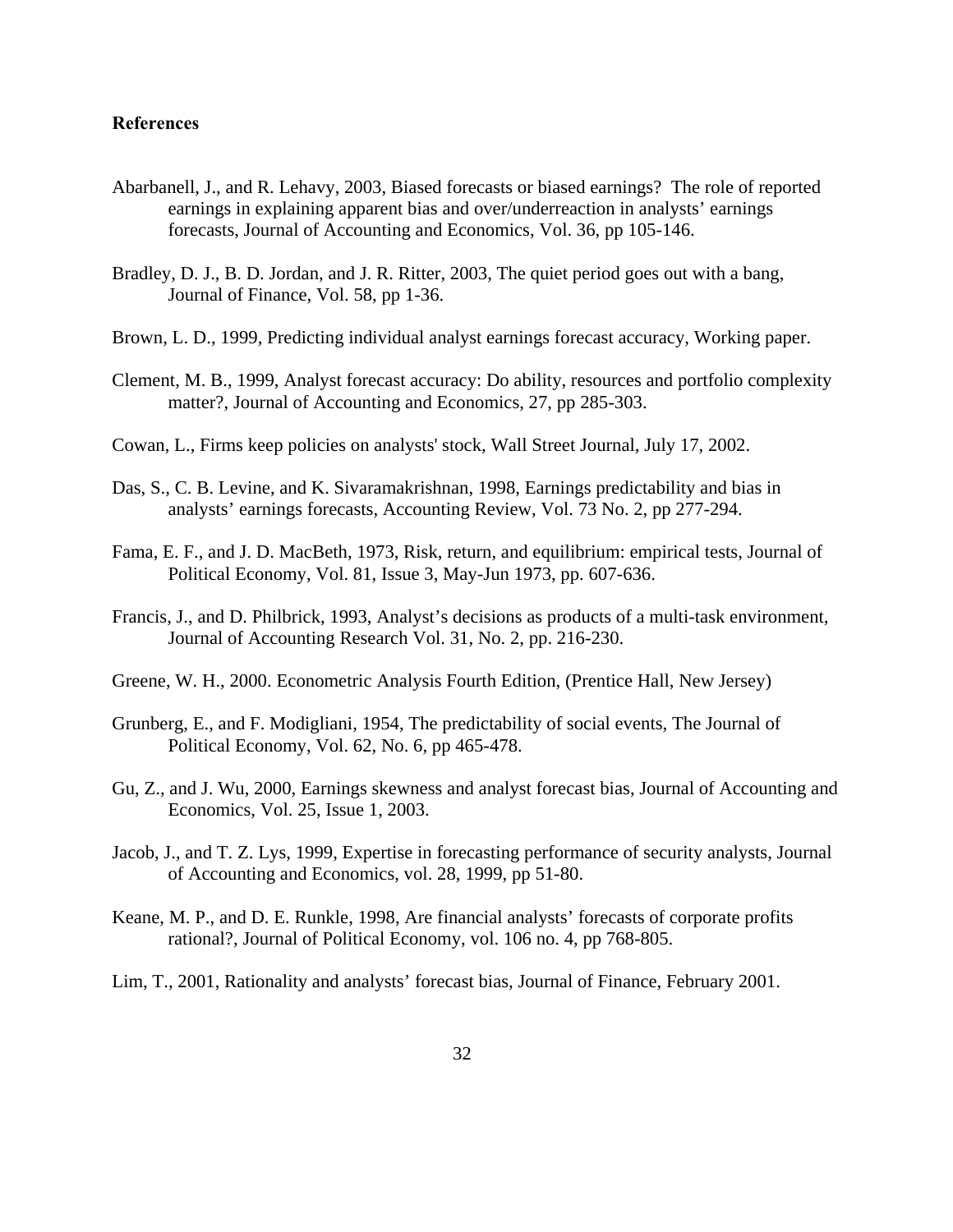### References

Abarbanell, J., and R. Lehavy, 2003, Biased forecasts or biased earnings? The role of reported earnings in explaining apparent bias and over/underreaction in analysts' earnings forecasts, Journal of Accounting and Economics, Vol. 36, pp 105-146.

Bradley, D. J., B. D. Jordan, and J. R. Ritter, 2003, The quiet period goes out with a bang, Journal of Finance, Vol. 58, pp 1-36.

Brown, L. D., 1999, Predicting individual analyst earnings forecast accuracy, Working paper.

Clement, M. B., 1999, Analyst forecast accuracy: Do ability, resources and portfolio complexity matter?, Journal of Accounting and Economics, 27, pp 285-303.

Cowan, L., Firms keep policies on analysts' stock, Wall Street Journal, July 17, 2002.

Das, S., C. B. Levine, and K. Sivaramakrishnan, 1998, Earnings predictability and bias in analysts' earnings forecasts, Accounting Review, Vol. 73 No. 2, pp 277-294.

Fama, E. F., and J. D. MacBeth, 1973, Risk, return, and equilibrium: empirical tests, Journal of Political Economy, Vol. 81, Issue 3, May-Jun 1973, pp. 607-636.

Francis, J., and D. Philbrick, 1993, Analyst's decisions as products of a multi-task environment, Journal of Accounting Research Vol. 31, No. 2, pp. 216-230.

Greene, W. H., 2000. Econometric Analysis Fourth Edition, (Prentice Hall, New Jersey)

Grunberg, E., and F. Modigliani, 1954, The predictability of social events, The Journal of Political Economy, Vol. 62, No. 6, pp 465-478.

Gu, Z., and J. Wu, 2000, Earnings skewness and analyst forecast bias, Journal of Accounting and Economics, Vol. 25, Issue 1, 2003.

Jacob, J., and T. Z. Lys, 1999, Expertise in forecasting performance of security analysts, Journal of Accounting and Economics, vol. 28, 1999, pp 51-80.

Keane, M. P., and D. E. Runkle, 1998, Are financial analysts' forecasts of corporate profits rational?, Journal of Political Economy, vol. 106 no. 4, pp 768-805.

Lim, T., 2001, Rationality and analysts' forecast bias, Journal of Finance, February 2001.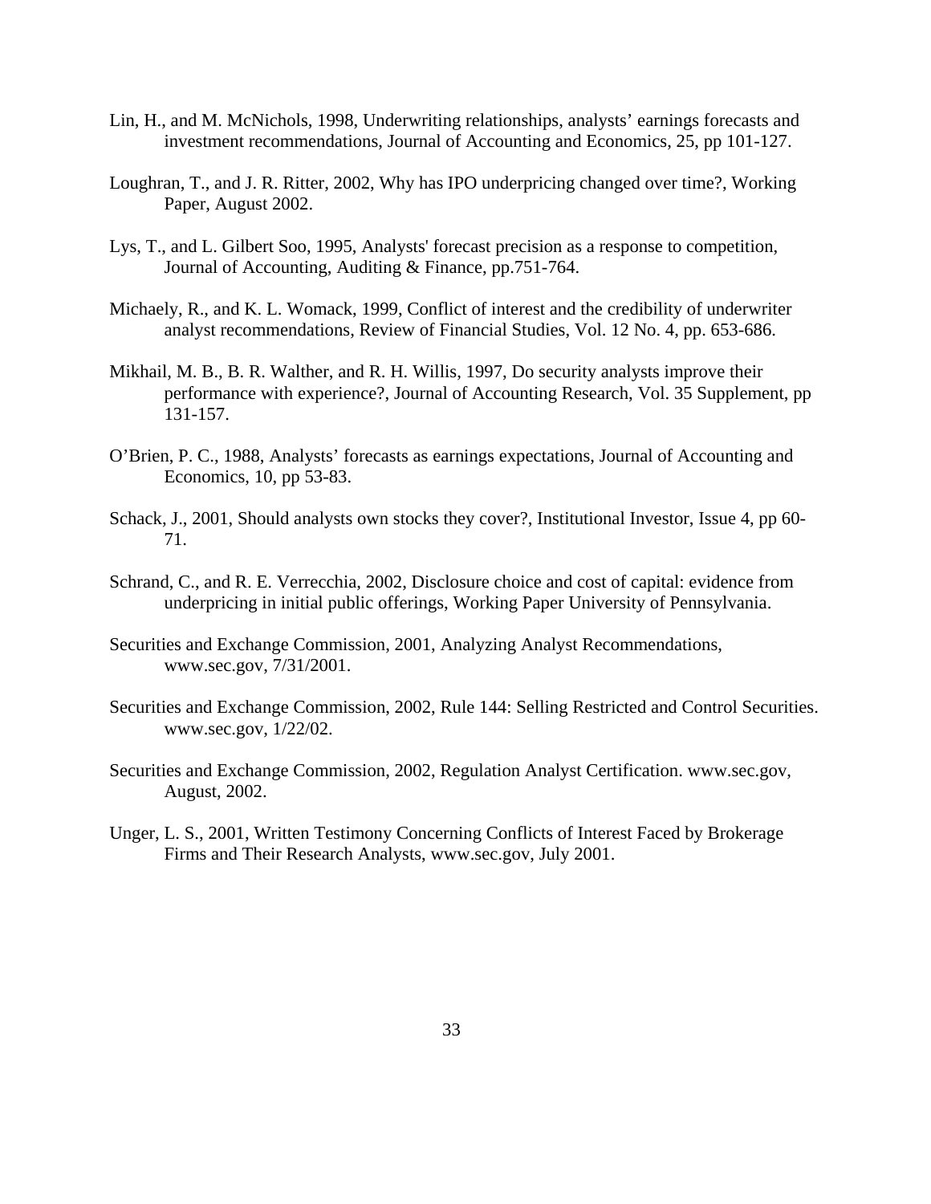Lin, H., and M. McNichols, 1998, Underwriting relationships, analysts' earnings forecasts and investment recommendations, Journal of Accounting and Economics, 25, pp 101-127.

Loughran, T., and J. R. Ritter, 2002, Why has IPO underpricing changed over time?, Working Paper, August 2002.

Lys, T., and L. Gilbert Soo, 1995, Analysts' forecast precision as a response to competition, Journal of Accounting, Auditing & Finance, pp.751-764.

Michaely, R., and K. L. Womack, 1999, Conflict of interest and the credibility of underwriter analyst recommendations, Review of Financial Studies, Vol. 12 No. 4, pp. 653-686.

Mikhail, M. B., B. R. Walther, and R. H. Willis, 1997, Do security analysts improve their performance with experience?, Journal of Accounting Research, Vol. 35 Supplement, pp 131-157.

O'Brien, P. C., 1988, Analysts' forecasts as earnings expectations, Journal of Accounting and Economics, 10, pp 53-83.

Schack, J., 2001, Should analysts own stocks they cover?, Institutional Investor, Issue 4, pp 60-71.

Schrand, C., and R. E. Verrecchia, 2002, Disclosure choice and cost of capital: evidence from underpricing in initial public offerings, Working Paper University of Pennsylvania.

Securities and Exchange Commission, 2001, Analyzing Analyst Recommendations, www.sec.gov, 7/31/2001.

Securities and Exchange Commission, 2002, Rule 144: Selling Restricted and Control Securities. www.sec.gov, 1/22/02.

Securities and Exchange Commission, 2002, Regulation Analyst Certification. www.sec.gov, August, 2002.

Unger, L. S., 2001, Written Testimony Concerning Conflicts of Interest Faced by Brokerage Firms and Their Research Analysts, www.sec.gov, July 2001.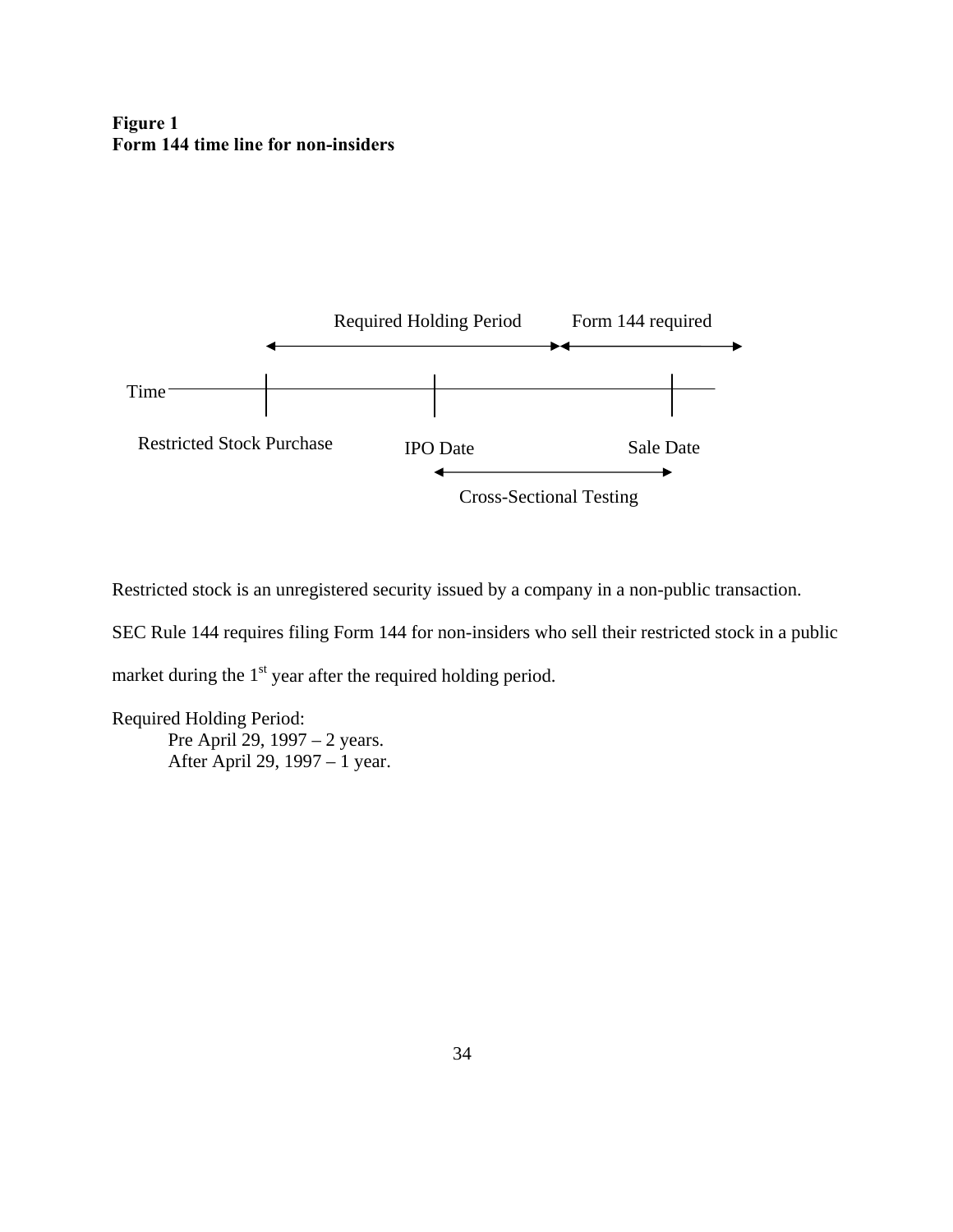**Figure 1**
**Form 144 time line for non-insiders**

Required Holding Period

Form 144 required

Time

Restricted Stock Purchase

IPO Date

Sale Date

Cross-Sectional Testing

Restricted stock is an unregistered security issued by a company in a non-public transaction.

SEC Rule 144 requires filing Form 144 for non-insiders who sell their restricted stock in a public market during the 1st year after the required holding period.

Required Holding Period:

Pre April 29, 1997 – 2 years.

After April 29, 1997 – 1 year.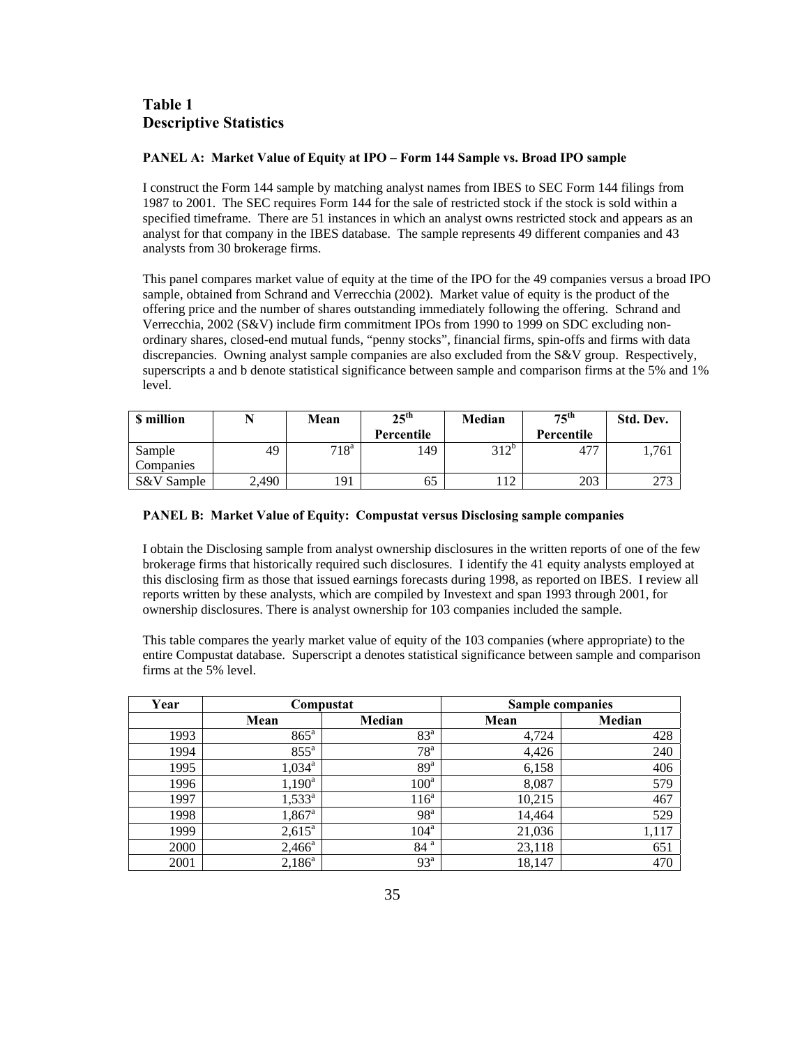# Table 1
# Descriptive Statistics

**PANEL A: Market Value of Equity at IPO – Form 144 Sample vs. Broad IPO sample**

I construct the Form 144 sample by matching analyst names from IBES to SEC Form 144 filings from 1987 to 2001. The SEC requires Form 144 for the sale of restricted stock if the stock is sold within a specified timeframe. There are 51 instances in which an analyst owns restricted stock and appears as an analyst for that company in the IBES database. The sample represents 49 different companies and 43 analysts from 30 brokerage firms.

This panel compares market value of equity at the time of the IPO for the 49 companies versus a broad IPO sample, obtained from Schrand and Verrecchia (2002). Market value of equity is the product of the offering price and the number of shares outstanding immediately following the offering. Schrand and Verrecchia, 2002 (S&V) include firm commitment IPOs from 1990 to 1999 on SDC excluding non-ordinary shares, closed-end mutual funds, "penny stocks", financial firms, spin-offs and firms with data discrepancies. Owning analyst sample companies are also excluded from the S&V group. Respectively, superscripts a and b denote statistical significance between sample and comparison firms at the 5% and 1% level.

| $ million | N | Mean | 25th Percentile | Median | 75th Percentile | Std. Dev. |
|---|---|---|---|---|---|---|
| Sample Companies | 49 | 718[a] | 149 | 312[b] | 477 | 1,761 |
| S&V Sample | 2,490 | 191 | 65 | 112 | 203 | 273 |

**PANEL B: Market Value of Equity: Compustat versus Disclosing sample companies**

I obtain the Disclosing sample from analyst ownership disclosures in the written reports of one of the few brokerage firms that historically required such disclosures. I identify the 41 equity analysts employed at this disclosing firm as those that issued earnings forecasts during 1998, as reported on IBES. I review all reports written by these analysts, which are compiled by Investext and span 1993 through 2001, for ownership disclosures. There is analyst ownership for 103 companies included the sample.

This table compares the yearly market value of equity of the 103 companies (where appropriate) to the entire Compustat database. Superscript a denotes statistical significance between sample and comparison firms at the 5% level.

| Year | Compustat | | Sample companies | |
|---|---|---|---|---|
| | Mean | Median | Mean | Median |
| 1993 | 865[a] | 83[a] | 4,724 | 428 |
| 1994 | 855[a] | 78[a] | 4,426 | 240 |
| 1995 | 1,034[a] | 89[a] | 6,158 | 406 |
| 1996 | 1,190[a] | 100[a] | 8,087 | 579 |
| 1997 | 1,533[a] | 116[a] | 10,215 | 467 |
| 1998 | 1,867[a] | 98[a] | 14,464 | 529 |
| 1999 | 2,615[a] | 104[a] | 21,036 | 1,117 |
| 2000 | 2,466[a] | 84 [a] | 23,118 | 651 |
| 2001 | 2,186[a] | 93[a] | 18,147 | 470 |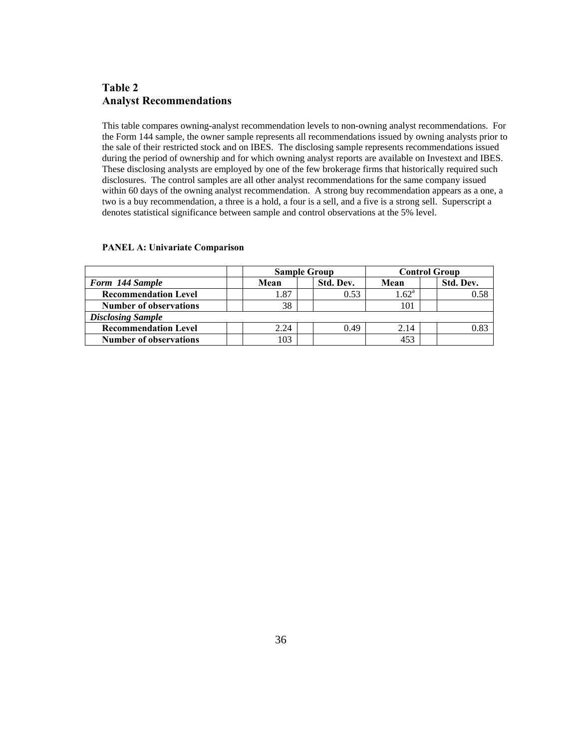## Table 2
## Analyst Recommendations

This table compares owning-analyst recommendation levels to non-owning analyst recommendations. For the Form 144 sample, the owner sample represents all recommendations issued by owning analysts prior to the sale of their restricted stock and on IBES. The disclosing sample represents recommendations issued during the period of ownership and for which owning analyst reports are available on Investext and IBES. These disclosing analysts are employed by one of the few brokerage firms that historically required such disclosures. The control samples are all other analyst recommendations for the same company issued within 60 days of the owning analyst recommendation. A strong buy recommendation appears as a one, a two is a buy recommendation, a three is a hold, a four is a sell, and a five is a strong sell. Superscript a denotes statistical significance between sample and control observations at the 5% level.

**PANEL A: Univariate Comparison**

| | Sample Group | | Control Group | |
|---|---|---|---|---|
| | **Mean** | **Std. Dev.** | **Mean** | **Std. Dev.** |
| ***Form 144 Sample*** | | | | |
| **Recommendation Level** | 1.87 | 0.53 | 1.62[a] | 0.58 |
| **Number of observations** | 38 | | 101 | |
| ***Disclosing Sample*** | | | | |
| **Recommendation Level** | 2.24 | 0.49 | 2.14 | 0.83 |
| **Number of observations** | 103 | | 453 | |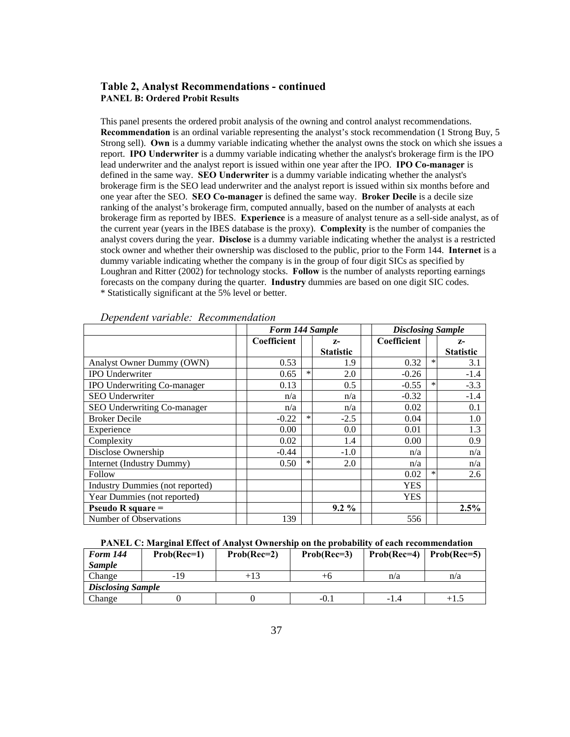### Table 2, Analyst Recommendations - continued

**PANEL B: Ordered Probit Results**

This panel presents the ordered probit analysis of the owning and control analyst recommendations. **Recommendation** is an ordinal variable representing the analyst's stock recommendation (1 Strong Buy, 5 Strong sell). **Own** is a dummy variable indicating whether the analyst owns the stock on which she issues a report. **IPO Underwriter** is a dummy variable indicating whether the analyst's brokerage firm is the IPO lead underwriter and the analyst report is issued within one year after the IPO. **IPO Co-manager** is defined in the same way. **SEO Underwriter** is a dummy variable indicating whether the analyst's brokerage firm is the SEO lead underwriter and the analyst report is issued within six months before and one year after the SEO. **SEO Co-manager** is defined the same way. **Broker Decile** is a decile size ranking of the analyst's brokerage firm, computed annually, based on the number of analysts at each brokerage firm as reported by IBES. **Experience** is a measure of analyst tenure as a sell-side analyst, as of the current year (years in the IBES database is the proxy). **Complexity** is the number of companies the analyst covers during the year. **Disclose** is a dummy variable indicating whether the analyst is a restricted stock owner and whether their ownership was disclosed to the public, prior to the Form 144. **Internet** is a dummy variable indicating whether the company is in the group of four digit SICs as specified by Loughran and Ritter (2002) for technology stocks. **Follow** is the number of analysts reporting earnings forecasts on the company during the quarter. **Industry** dummies are based on one digit SIC codes.
* Statistically significant at the 5% level or better.

*Dependent variable: Recommendation*

| | *Form 144 Sample* | | | *Disclosing Sample* | | |
|---|---|---|---|---|---|---|
| | **Coefficient** | | **z-Statistic** | **Coefficient** | | **z-Statistic** |
| Analyst Owner Dummy (OWN) | 0.53 | | 1.9 | 0.32 | * | 3.1 |
| IPO Underwriter | 0.65 | * | 2.0 | -0.26 | | -1.4 |
| IPO Underwriting Co-manager | 0.13 | | 0.5 | -0.55 | * | -3.3 |
| SEO Underwriter | n/a | | n/a | -0.32 | | -1.4 |
| SEO Underwriting Co-manager | n/a | | n/a | 0.02 | | 0.1 |
| Broker Decile | -0.22 | * | -2.5 | 0.04 | | 1.0 |
| Experience | 0.00 | | 0.0 | 0.01 | | 1.3 |
| Complexity | 0.02 | | 1.4 | 0.00 | | 0.9 |
| Disclose Ownership | -0.44 | | -1.0 | n/a | | n/a |
| Internet (Industry Dummy) | 0.50 | * | 2.0 | n/a | | n/a |
| Follow | | | | 0.02 | * | 2.6 |
| Industry Dummies (not reported) | | | | YES | | |
| Year Dummies (not reported) | | | | YES | | |
| **Pseudo R square =** | | | **9.2 %** | | | **2.5%** |
| Number of Observations | 139 | | | 556 | | |

**PANEL C: Marginal Effect of Analyst Ownership on the probability of each recommendation**

| ***Form 144 Sample*** | **Prob(Rec=1)** | **Prob(Rec=2)** | **Prob(Rec=3)** | **Prob(Rec=4)** | **Prob(Rec=5)** |
|---|---|---|---|---|---|
| Change | -19 | +13 | +6 | n/a | n/a |
| ***Disclosing Sample*** | | | | | |
| Change | 0 | 0 | -0.1 | -1.4 | +1.5 |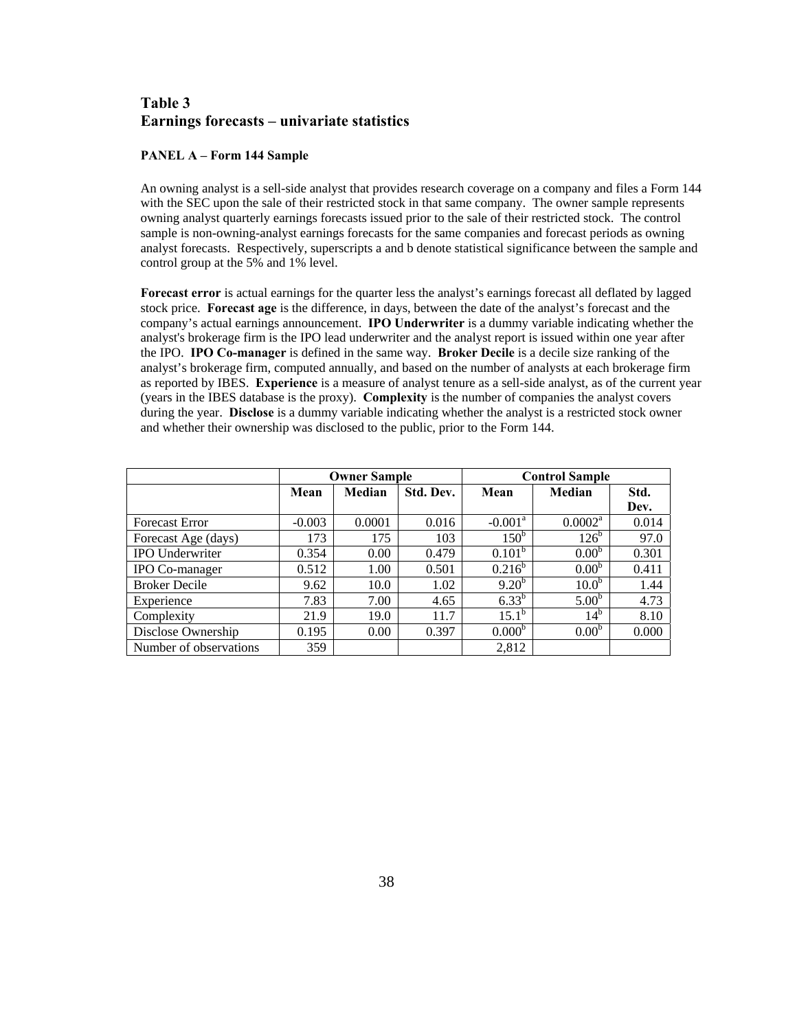## Table 3
## Earnings forecasts – univariate statistics

**PANEL A – Form 144 Sample**

An owning analyst is a sell-side analyst that provides research coverage on a company and files a Form 144 with the SEC upon the sale of their restricted stock in that same company. The owner sample represents owning analyst quarterly earnings forecasts issued prior to the sale of their restricted stock. The control sample is non-owning-analyst earnings forecasts for the same companies and forecast periods as owning analyst forecasts. Respectively, superscripts a and b denote statistical significance between the sample and control group at the 5% and 1% level.

**Forecast error** is actual earnings for the quarter less the analyst's earnings forecast all deflated by lagged stock price. **Forecast age** is the difference, in days, between the date of the analyst's forecast and the company's actual earnings announcement. **IPO Underwriter** is a dummy variable indicating whether the analyst's brokerage firm is the IPO lead underwriter and the analyst report is issued within one year after the IPO. **IPO Co-manager** is defined in the same way. **Broker Decile** is a decile size ranking of the analyst's brokerage firm, computed annually, and based on the number of analysts at each brokerage firm as reported by IBES. **Experience** is a measure of analyst tenure as a sell-side analyst, as of the current year (years in the IBES database is the proxy). **Complexity** is the number of companies the analyst covers during the year. **Disclose** is a dummy variable indicating whether the analyst is a restricted stock owner and whether their ownership was disclosed to the public, prior to the Form 144.

| | Owner Sample | | | Control Sample | | |
|---|---|---|---|---|---|---|
| | **Mean** | **Median** | **Std. Dev.** | **Mean** | **Median** | **Std. Dev.** |
| Forecast Error | -0.003 | 0.0001 | 0.016 | -0.001[a] | 0.0002[a] | 0.014 |
| Forecast Age (days) | 173 | 175 | 103 | 150[b] | 126[b] | 97.0 |
| IPO Underwriter | 0.354 | 0.00 | 0.479 | 0.101[b] | 0.00[b] | 0.301 |
| IPO Co-manager | 0.512 | 1.00 | 0.501 | 0.216[b] | 0.00[b] | 0.411 |
| Broker Decile | 9.62 | 10.0 | 1.02 | 9.20[b] | 10.0[b] | 1.44 |
| Experience | 7.83 | 7.00 | 4.65 | 6.33[b] | 5.00[b] | 4.73 |
| Complexity | 21.9 | 19.0 | 11.7 | 15.1[b] | 14[b] | 8.10 |
| Disclose Ownership | 0.195 | 0.00 | 0.397 | 0.000[b] | 0.00[b] | 0.000 |
| Number of observations | 359 | | | 2,812 | | |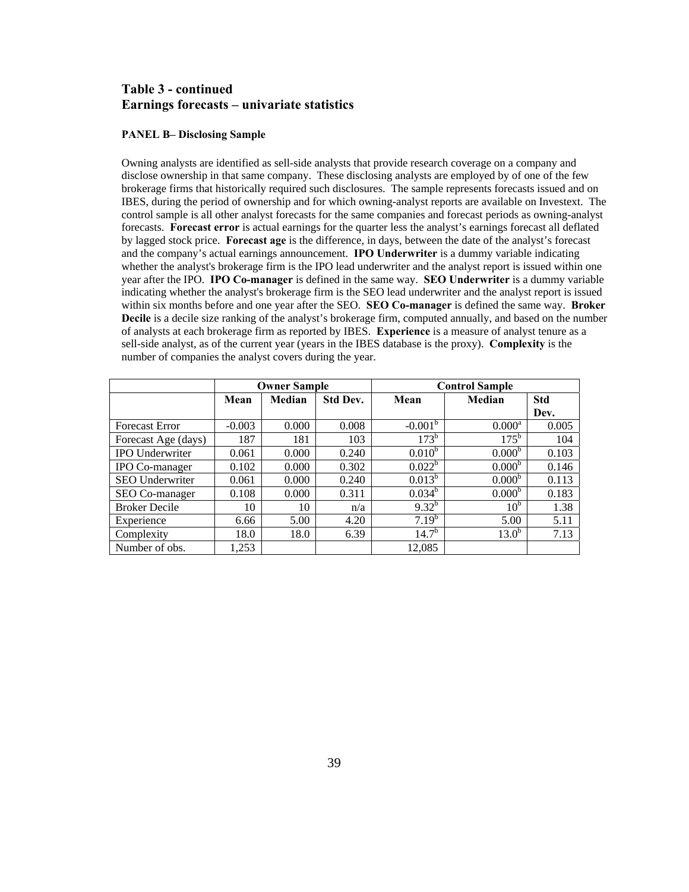## Table 3 - continued
## Earnings forecasts – univariate statistics

**PANEL B– Disclosing Sample**

Owning analysts are identified as sell-side analysts that provide research coverage on a company and disclose ownership in that same company. These disclosing analysts are employed by of one of the few brokerage firms that historically required such disclosures. The sample represents forecasts issued and on IBES, during the period of ownership and for which owning-analyst reports are available on Investext. The control sample is all other analyst forecasts for the same companies and forecast periods as owning-analyst forecasts. **Forecast error** is actual earnings for the quarter less the analyst's earnings forecast all deflated by lagged stock price. **Forecast age** is the difference, in days, between the date of the analyst's forecast and the company's actual earnings announcement. **IPO Underwriter** is a dummy variable indicating whether the analyst's brokerage firm is the IPO lead underwriter and the analyst report is issued within one year after the IPO. **IPO Co-manager** is defined in the same way. **SEO Underwriter** is a dummy variable indicating whether the analyst's brokerage firm is the SEO lead underwriter and the analyst report is issued within six months before and one year after the SEO. **SEO Co-manager** is defined the same way. **Broker Decile** is a decile size ranking of the analyst's brokerage firm, computed annually, and based on the number of analysts at each brokerage firm as reported by IBES. **Experience** is a measure of analyst tenure as a sell-side analyst, as of the current year (years in the IBES database is the proxy). **Complexity** is the number of companies the analyst covers during the year.

| | Owner Sample | | | Control Sample | | |
|---|---|---|---|---|---|---|
| | **Mean** | **Median** | **Std Dev.** | **Mean** | **Median** | **Std Dev.** |
| Forecast Error | -0.003 | 0.000 | 0.008 | -0.001[b] | 0.000[a] | 0.005 |
| Forecast Age (days) | 187 | 181 | 103 | 173[b] | 175[b] | 104 |
| IPO Underwriter | 0.061 | 0.000 | 0.240 | 0.010[b] | 0.000[b] | 0.103 |
| IPO Co-manager | 0.102 | 0.000 | 0.302 | 0.022[b] | 0.000[b] | 0.146 |
| SEO Underwriter | 0.061 | 0.000 | 0.240 | 0.013[b] | 0.000[b] | 0.113 |
| SEO Co-manager | 0.108 | 0.000 | 0.311 | 0.034[b] | 0.000[b] | 0.183 |
| Broker Decile | 10 | 10 | n/a | 9.32[b] | 10[b] | 1.38 |
| Experience | 6.66 | 5.00 | 4.20 | 7.19[b] | 5.00 | 5.11 |
| Complexity | 18.0 | 18.0 | 6.39 | 14.7[b] | 13.0[b] | 7.13 |
| Number of obs. | 1,253 | | | 12,085 | | |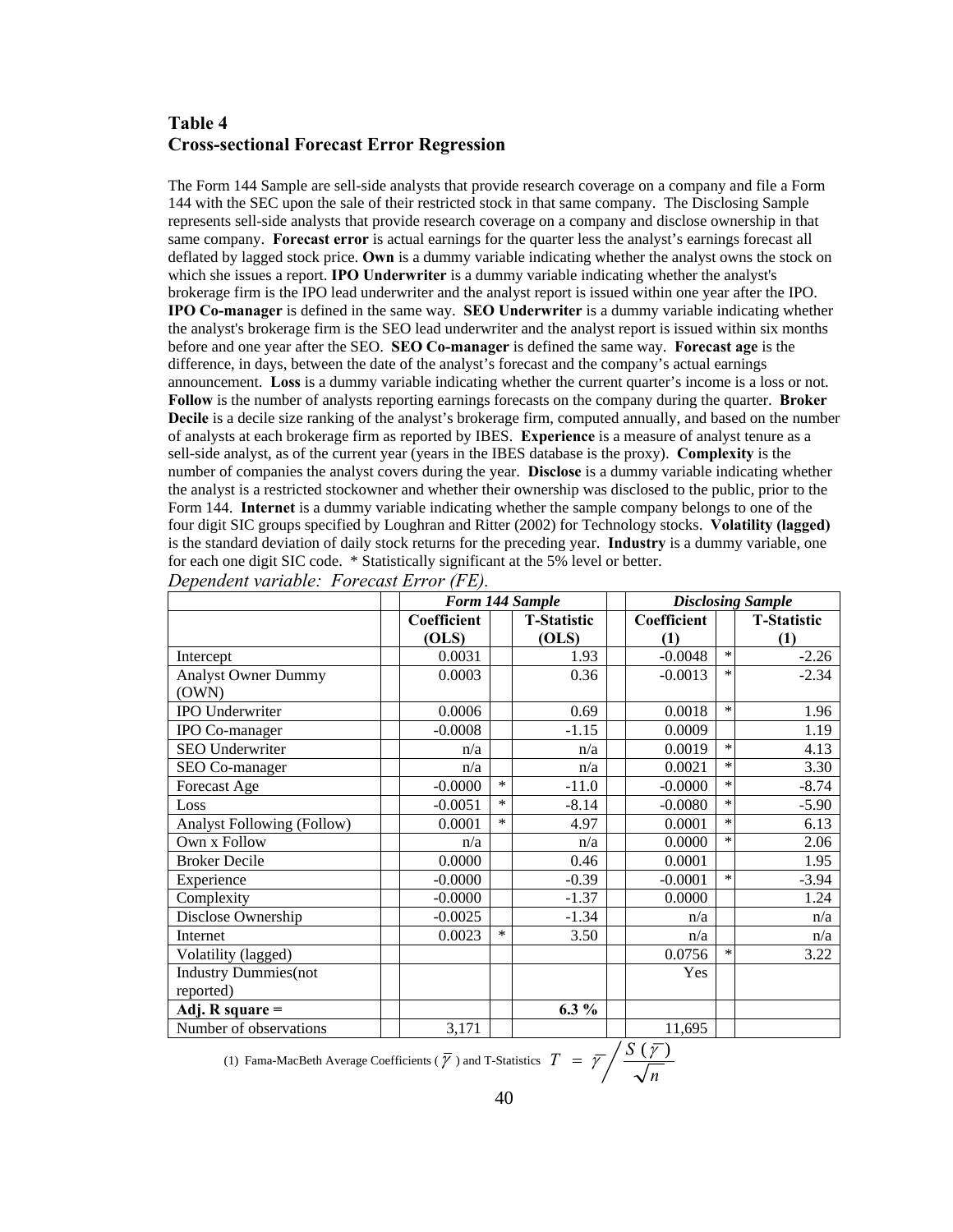## Table 4
## Cross-sectional Forecast Error Regression

The Form 144 Sample are sell-side analysts that provide research coverage on a company and file a Form 144 with the SEC upon the sale of their restricted stock in that same company. The Disclosing Sample represents sell-side analysts that provide research coverage on a company and disclose ownership in that same company. **Forecast error** is actual earnings for the quarter less the analyst's earnings forecast all deflated by lagged stock price. **Own** is a dummy variable indicating whether the analyst owns the stock on which she issues a report. **IPO Underwriter** is a dummy variable indicating whether the analyst's brokerage firm is the IPO lead underwriter and the analyst report is issued within one year after the IPO. **IPO Co-manager** is defined in the same way. **SEO Underwriter** is a dummy variable indicating whether the analyst's brokerage firm is the SEO lead underwriter and the analyst report is issued within six months before and one year after the SEO. **SEO Co-manager** is defined the same way. **Forecast age** is the difference, in days, between the date of the analyst's forecast and the company's actual earnings announcement. **Loss** is a dummy variable indicating whether the current quarter's income is a loss or not. **Follow** is the number of analysts reporting earnings forecasts on the company during the quarter. **Broker Decile** is a decile size ranking of the analyst's brokerage firm, computed annually, and based on the number of analysts at each brokerage firm as reported by IBES. **Experience** is a measure of analyst tenure as a sell-side analyst, as of the current year (years in the IBES database is the proxy). **Complexity** is the number of companies the analyst covers during the year. **Disclose** is a dummy variable indicating whether the analyst is a restricted stockowner and whether their ownership was disclosed to the public, prior to the Form 144. **Internet** is a dummy variable indicating whether the sample company belongs to one of the four digit SIC groups specified by Loughran and Ritter (2002) for Technology stocks. **Volatility (lagged)** is the standard deviation of daily stock returns for the preceding year. **Industry** is a dummy variable, one for each one digit SIC code. * Statistically significant at the 5% level or better.

*Dependent variable: Forecast Error (FE).*

| | Form 144 Sample | | | Disclosing Sample | | |
|---|---|---|---|---|---|---|
| | Coefficient (OLS) | | T-Statistic (OLS) | Coefficient (1) | | T-Statistic (1) |
| Intercept | 0.0031 | | 1.93 | -0.0048 | * | -2.26 |
| Analyst Owner Dummy (OWN) | 0.0003 | | 0.36 | -0.0013 | * | -2.34 |
| IPO Underwriter | 0.0006 | | 0.69 | 0.0018 | * | 1.96 |
| IPO Co-manager | -0.0008 | | -1.15 | 0.0009 | | 1.19 |
| SEO Underwriter | n/a | | n/a | 0.0019 | * | 4.13 |
| SEO Co-manager | n/a | | n/a | 0.0021 | * | 3.30 |
| Forecast Age | -0.0000 | * | -11.0 | -0.0000 | * | -8.74 |
| Loss | -0.0051 | * | -8.14 | -0.0080 | * | -5.90 |
| Analyst Following (Follow) | 0.0001 | * | 4.97 | 0.0001 | * | 6.13 |
| Own x Follow | n/a | | n/a | 0.0000 | * | 2.06 |
| Broker Decile | 0.0000 | | 0.46 | 0.0001 | | 1.95 |
| Experience | -0.0000 | | -0.39 | -0.0001 | * | -3.94 |
| Complexity | -0.0000 | | -1.37 | 0.0000 | | 1.24 |
| Disclose Ownership | -0.0025 | | -1.34 | n/a | | n/a |
| Internet | 0.0023 | * | 3.50 | n/a | | n/a |
| Volatility (lagged) | | | | 0.0756 | * | 3.22 |
| Industry Dummies(not reported) | | | | Yes | | |
| **Adj. R square =** | | | **6.3 %** | | | |
| Number of observations | 3,171 | | | 11,695 | | |

(1) Fama-MacBeth Average Coefficients ( $\bar{\gamma}$ ) and T-Statistics $T = \bar{\gamma} \bigg/ \dfrac{S(\bar{\gamma})}{\sqrt{n}}$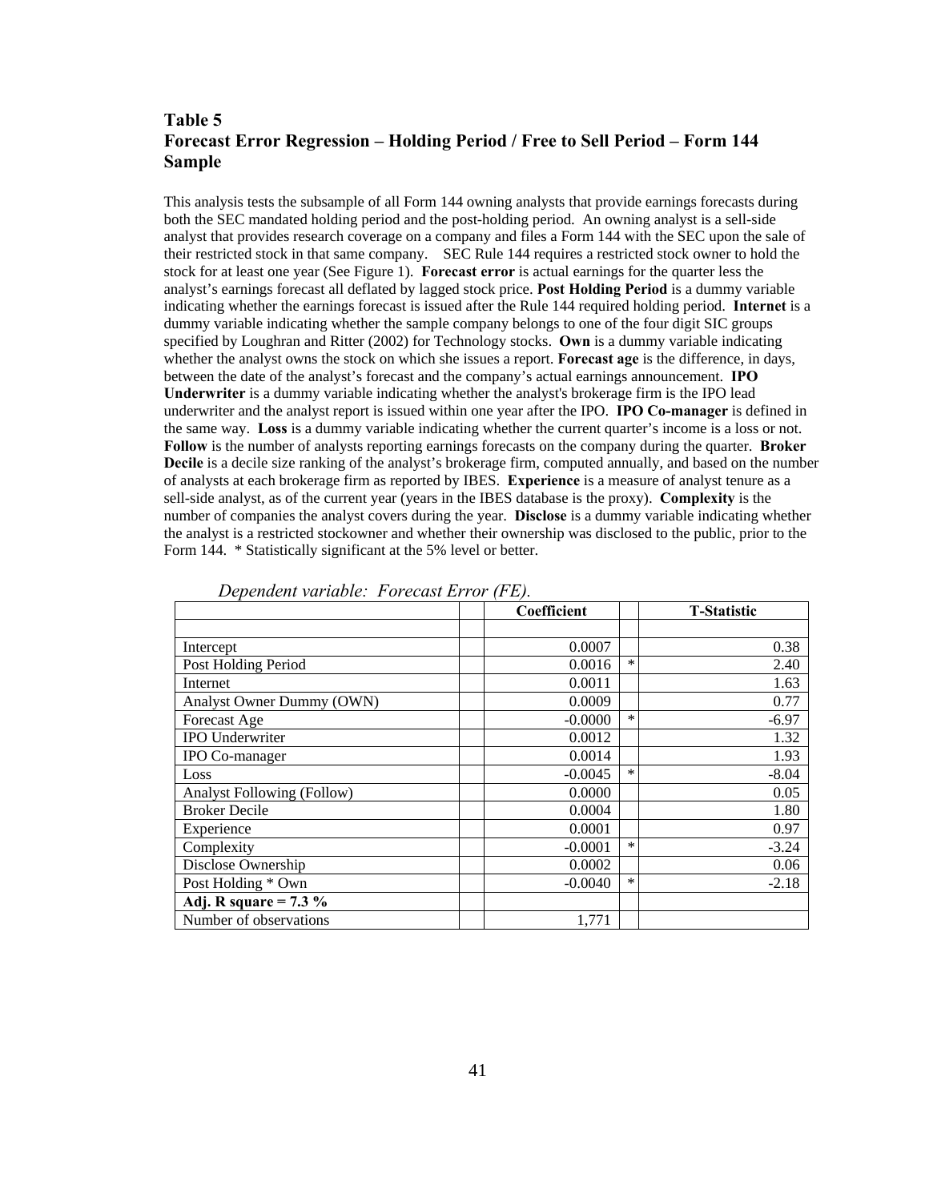## Table 5
## Forecast Error Regression – Holding Period / Free to Sell Period – Form 144 Sample

This analysis tests the subsample of all Form 144 owning analysts that provide earnings forecasts during both the SEC mandated holding period and the post-holding period. An owning analyst is a sell-side analyst that provides research coverage on a company and files a Form 144 with the SEC upon the sale of their restricted stock in that same company. SEC Rule 144 requires a restricted stock owner to hold the stock for at least one year (See Figure 1). **Forecast error** is actual earnings for the quarter less the analyst's earnings forecast all deflated by lagged stock price. **Post Holding Period** is a dummy variable indicating whether the earnings forecast is issued after the Rule 144 required holding period. **Internet** is a dummy variable indicating whether the sample company belongs to one of the four digit SIC groups specified by Loughran and Ritter (2002) for Technology stocks. **Own** is a dummy variable indicating whether the analyst owns the stock on which she issues a report. **Forecast age** is the difference, in days, between the date of the analyst's forecast and the company's actual earnings announcement. **IPO Underwriter** is a dummy variable indicating whether the analyst's brokerage firm is the IPO lead underwriter and the analyst report is issued within one year after the IPO. **IPO Co-manager** is defined in the same way. **Loss** is a dummy variable indicating whether the current quarter's income is a loss or not. **Follow** is the number of analysts reporting earnings forecasts on the company during the quarter. **Broker Decile** is a decile size ranking of the analyst's brokerage firm, computed annually, and based on the number of analysts at each brokerage firm as reported by IBES. **Experience** is a measure of analyst tenure as a sell-side analyst, as of the current year (years in the IBES database is the proxy). **Complexity** is the number of companies the analyst covers during the year. **Disclose** is a dummy variable indicating whether the analyst is a restricted stockowner and whether their ownership was disclosed to the public, prior to the Form 144. * Statistically significant at the 5% level or better.

*Dependent variable: Forecast Error (FE).*

| | | Coefficient | | T-Statistic |
|---|---|---|---|---|
| | | | | |
| Intercept | | 0.0007 | | 0.38 |
| Post Holding Period | | 0.0016 | * | 2.40 |
| Internet | | 0.0011 | | 1.63 |
| Analyst Owner Dummy (OWN) | | 0.0009 | | 0.77 |
| Forecast Age | | -0.0000 | * | -6.97 |
| IPO Underwriter | | 0.0012 | | 1.32 |
| IPO Co-manager | | 0.0014 | | 1.93 |
| Loss | | -0.0045 | * | -8.04 |
| Analyst Following (Follow) | | 0.0000 | | 0.05 |
| Broker Decile | | 0.0004 | | 1.80 |
| Experience | | 0.0001 | | 0.97 |
| Complexity | | -0.0001 | * | -3.24 |
| Disclose Ownership | | 0.0002 | | 0.06 |
| Post Holding * Own | | -0.0040 | * | -2.18 |
| **Adj. R square = 7.3 %** | | | | |
| Number of observations | | 1,771 | | |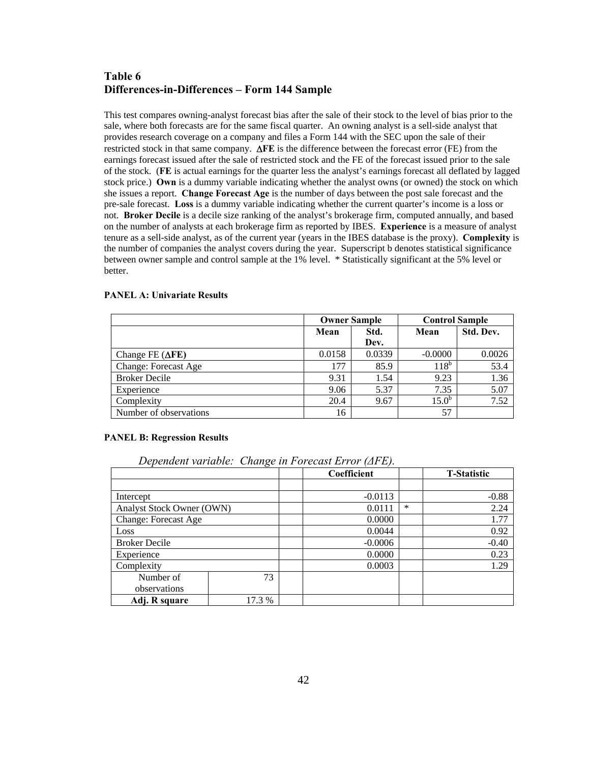## Table 6
## Differences-in-Differences – Form 144 Sample

This test compares owning-analyst forecast bias after the sale of their stock to the level of bias prior to the sale, where both forecasts are for the same fiscal quarter. An owning analyst is a sell-side analyst that provides research coverage on a company and files a Form 144 with the SEC upon the sale of their restricted stock in that same company. **ΔFE** is the difference between the forecast error (FE) from the earnings forecast issued after the sale of restricted stock and the FE of the forecast issued prior to the sale of the stock. (**FE** is actual earnings for the quarter less the analyst's earnings forecast all deflated by lagged stock price.) **Own** is a dummy variable indicating whether the analyst owns (or owned) the stock on which she issues a report. **Change Forecast Age** is the number of days between the post sale forecast and the pre-sale forecast. **Loss** is a dummy variable indicating whether the current quarter's income is a loss or not. **Broker Decile** is a decile size ranking of the analyst's brokerage firm, computed annually, and based on the number of analysts at each brokerage firm as reported by IBES. **Experience** is a measure of analyst tenure as a sell-side analyst, as of the current year (years in the IBES database is the proxy). **Complexity** is the number of companies the analyst covers during the year. Superscript b denotes statistical significance between owner sample and control sample at the 1% level. * Statistically significant at the 5% level or better.

**PANEL A: Univariate Results**

| | Owner Sample | | Control Sample | |
|---|---|---|---|---|
| | Mean | Std. Dev. | Mean | Std. Dev. |
| Change FE (**ΔFE**) | 0.0158 | 0.0339 | -0.0000 | 0.0026 |
| Change: Forecast Age | 177 | 85.9 | 118[b] | 53.4 |
| Broker Decile | 9.31 | 1.54 | 9.23 | 1.36 |
| Experience | 9.06 | 5.37 | 7.35 | 5.07 |
| Complexity | 20.4 | 9.67 | 15.0[b] | 7.52 |
| Number of observations | 16 | | 57 | |

**PANEL B: Regression Results**

*Dependent variable: Change in Forecast Error (ΔFE).*

| | | | Coefficient | | T-Statistic |
|---|---|---|---|---|---|
| | | | | | |
| Intercept | | | -0.0113 | | -0.88 |
| Analyst Stock Owner (OWN) | | | 0.0111 | * | 2.24 |
| Change: Forecast Age | | | 0.0000 | | 1.77 |
| Loss | | | 0.0044 | | 0.92 |
| Broker Decile | | | -0.0006 | | -0.40 |
| Experience | | | 0.0000 | | 0.23 |
| Complexity | | | 0.0003 | | 1.29 |
| Number of observations | 73 | | | | |
| **Adj. R square** | 17.3 % | | | | |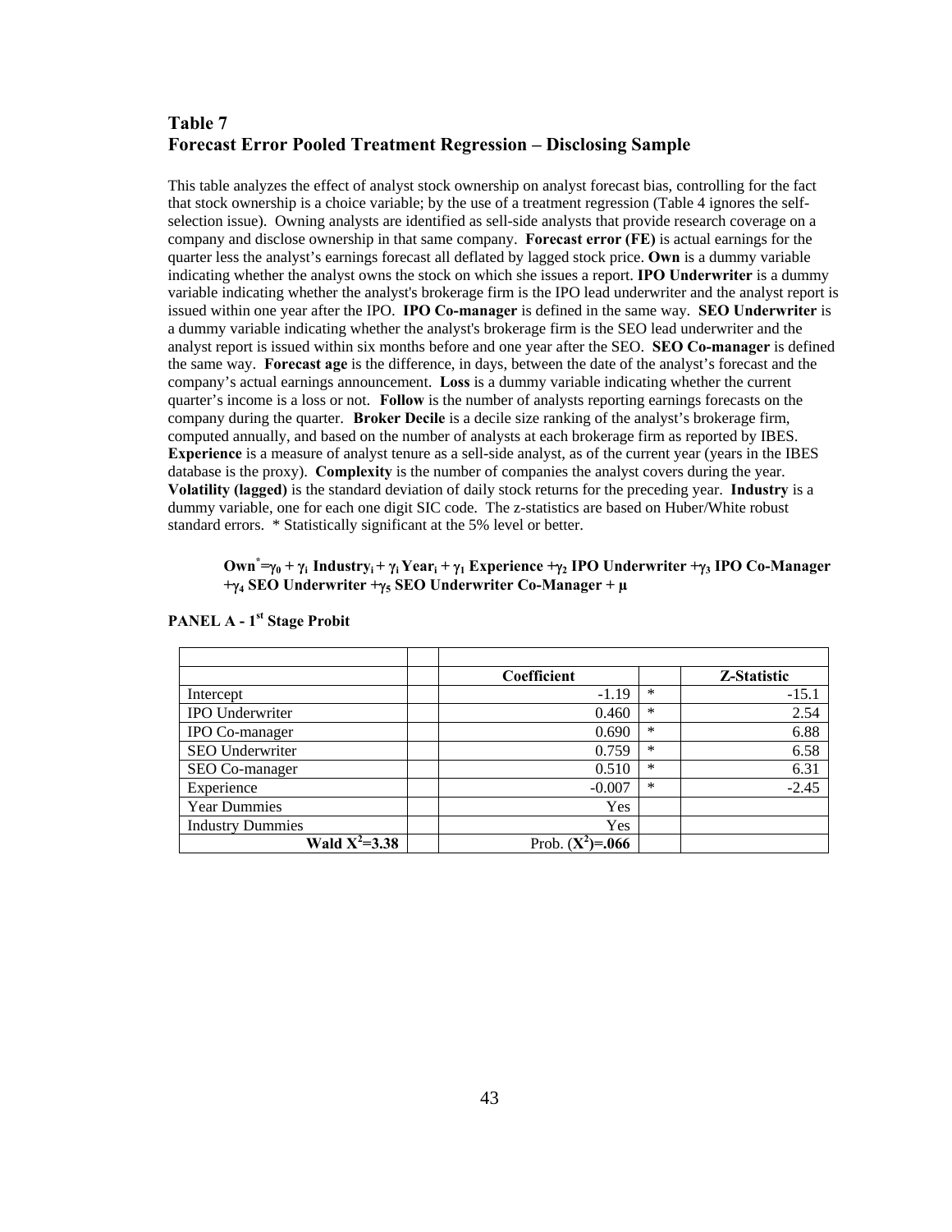## Table 7
## Forecast Error Pooled Treatment Regression – Disclosing Sample

This table analyzes the effect of analyst stock ownership on analyst forecast bias, controlling for the fact that stock ownership is a choice variable; by the use of a treatment regression (Table 4 ignores the self-selection issue). Owning analysts are identified as sell-side analysts that provide research coverage on a company and disclose ownership in that same company. **Forecast error (FE)** is actual earnings for the quarter less the analyst's earnings forecast all deflated by lagged stock price. **Own** is a dummy variable indicating whether the analyst owns the stock on which she issues a report. **IPO Underwriter** is a dummy variable indicating whether the analyst's brokerage firm is the IPO lead underwriter and the analyst report is issued within one year after the IPO. **IPO Co-manager** is defined in the same way. **SEO Underwriter** is a dummy variable indicating whether the analyst's brokerage firm is the SEO lead underwriter and the analyst report is issued within six months before and one year after the SEO. **SEO Co-manager** is defined the same way. **Forecast age** is the difference, in days, between the date of the analyst's forecast and the company's actual earnings announcement. **Loss** is a dummy variable indicating whether the current quarter's income is a loss or not. **Follow** is the number of analysts reporting earnings forecasts on the company during the quarter. **Broker Decile** is a decile size ranking of the analyst's brokerage firm, computed annually, and based on the number of analysts at each brokerage firm as reported by IBES. **Experience** is a measure of analyst tenure as a sell-side analyst, as of the current year (years in the IBES database is the proxy). **Complexity** is the number of companies the analyst covers during the year. **Volatility (lagged)** is the standard deviation of daily stock returns for the preceding year. **Industry** is a dummy variable, one for each one digit SIC code. The z-statistics are based on Huber/White robust standard errors. * Statistically significant at the 5% level or better.

$$\textbf{Own}^{*} = \gamma_0 + \gamma_i \textbf{ Industry}_i + \gamma_i \textbf{ Year}_i + \gamma_1 \textbf{ Experience} + \gamma_2 \textbf{ IPO Underwriter} + \gamma_3 \textbf{ IPO Co-Manager} + \gamma_4 \textbf{ SEO Underwriter} + \gamma_5 \textbf{ SEO Underwriter Co-Manager} + \mu$$

**PANEL A - 1st Stage Probit**

| | | Coefficient | | Z-Statistic |
|---|---|---|---|---|
| Intercept | | -1.19 | * | -15.1 |
| IPO Underwriter | | 0.460 | * | 2.54 |
| IPO Co-manager | | 0.690 | * | 6.88 |
| SEO Underwriter | | 0.759 | * | 6.58 |
| SEO Co-manager | | 0.510 | * | 6.31 |
| Experience | | -0.007 | * | -2.45 |
| Year Dummies | | Yes | | |
| Industry Dummies | | Yes | | |
| **Wald $X^2$=3.38** | | **Prob. ($X^2$)=.066** | | |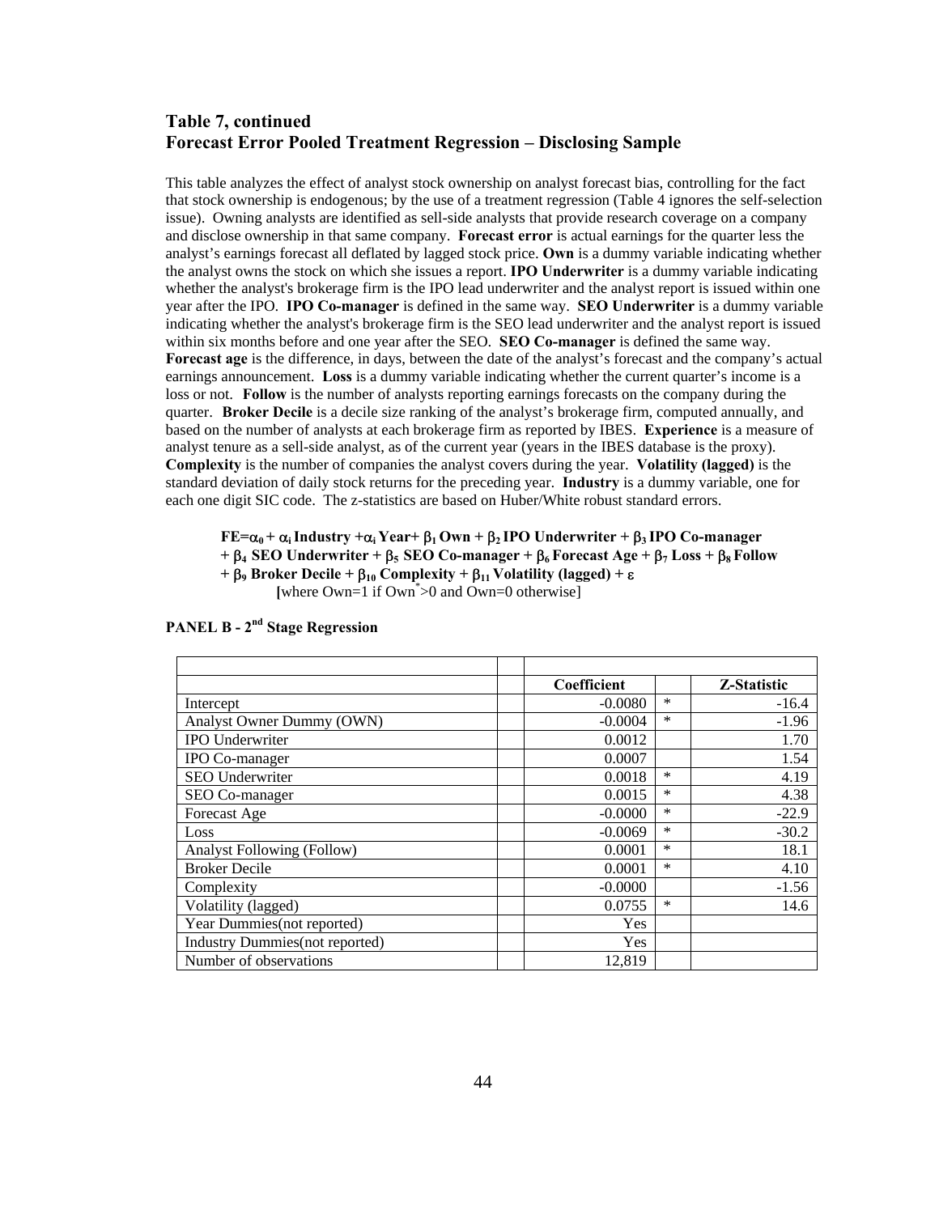## Table 7, continued
## Forecast Error Pooled Treatment Regression – Disclosing Sample

This table analyzes the effect of analyst stock ownership on analyst forecast bias, controlling for the fact that stock ownership is endogenous; by the use of a treatment regression (Table 4 ignores the self-selection issue). Owning analysts are identified as sell-side analysts that provide research coverage on a company and disclose ownership in that same company. **Forecast error** is actual earnings for the quarter less the analyst's earnings forecast all deflated by lagged stock price. **Own** is a dummy variable indicating whether the analyst owns the stock on which she issues a report. **IPO Underwriter** is a dummy variable indicating whether the analyst's brokerage firm is the IPO lead underwriter and the analyst report is issued within one year after the IPO. **IPO Co-manager** is defined in the same way. **SEO Underwriter** is a dummy variable indicating whether the analyst's brokerage firm is the SEO lead underwriter and the analyst report is issued within six months before and one year after the SEO. **SEO Co-manager** is defined the same way. **Forecast age** is the difference, in days, between the date of the analyst's forecast and the company's actual earnings announcement. **Loss** is a dummy variable indicating whether the current quarter's income is a loss or not. **Follow** is the number of analysts reporting earnings forecasts on the company during the quarter. **Broker Decile** is a decile size ranking of the analyst's brokerage firm, computed annually, and based on the number of analysts at each brokerage firm as reported by IBES. **Experience** is a measure of analyst tenure as a sell-side analyst, as of the current year (years in the IBES database is the proxy). **Complexity** is the number of companies the analyst covers during the year. **Volatility (lagged)** is the standard deviation of daily stock returns for the preceding year. **Industry** is a dummy variable, one for each one digit SIC code. The z-statistics are based on Huber/White robust standard errors.

$$\text{FE}=\alpha_0 + \alpha_i \text{Industry} + \alpha_i \text{Year} + \beta_1 \text{Own} + \beta_2 \text{IPO Underwriter} + \beta_3 \text{IPO Co-manager} + \beta_4 \text{SEO Underwriter} + \beta_5 \text{SEO Co-manager} + \beta_6 \text{Forecast Age} + \beta_7 \text{Loss} + \beta_8 \text{Follow} + \beta_9 \text{Broker Decile} + \beta_{10} \text{Complexity} + \beta_{11} \text{Volatility (lagged)} + \varepsilon$$

[where Own=1 if Own$^*$>0 and Own=0 otherwise]

**PANEL B - 2nd Stage Regression**

| | Coefficient | | Z-Statistic |
|---|---|---|---|
| Intercept | -0.0080 | * | -16.4 |
| Analyst Owner Dummy (OWN) | -0.0004 | * | -1.96 |
| IPO Underwriter | 0.0012 | | 1.70 |
| IPO Co-manager | 0.0007 | | 1.54 |
| SEO Underwriter | 0.0018 | * | 4.19 |
| SEO Co-manager | 0.0015 | * | 4.38 |
| Forecast Age | -0.0000 | * | -22.9 |
| Loss | -0.0069 | * | -30.2 |
| Analyst Following (Follow) | 0.0001 | * | 18.1 |
| Broker Decile | 0.0001 | * | 4.10 |
| Complexity | -0.0000 | | -1.56 |
| Volatility (lagged) | 0.0755 | * | 14.6 |
| Year Dummies(not reported) | Yes | | |
| Industry Dummies(not reported) | Yes | | |
| Number of observations | 12,819 | | |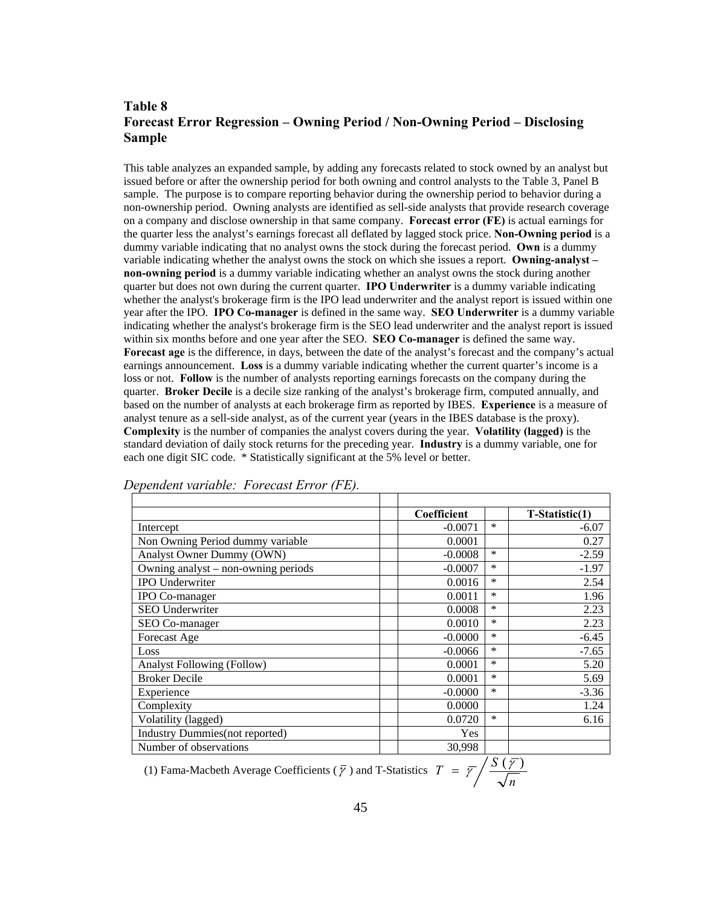## Table 8
## Forecast Error Regression – Owning Period / Non-Owning Period – Disclosing Sample

This table analyzes an expanded sample, by adding any forecasts related to stock owned by an analyst but issued before or after the ownership period for both owning and control analysts to the Table 3, Panel B sample. The purpose is to compare reporting behavior during the ownership period to behavior during a non-ownership period. Owning analysts are identified as sell-side analysts that provide research coverage on a company and disclose ownership in that same company. **Forecast error (FE)** is actual earnings for the quarter less the analyst's earnings forecast all deflated by lagged stock price. **Non-Owning period** is a dummy variable indicating that no analyst owns the stock during the forecast period. **Own** is a dummy variable indicating whether the analyst owns the stock on which she issues a report. **Owning-analyst – non-owning period** is a dummy variable indicating whether an analyst owns the stock during another quarter but does not own during the current quarter. **IPO Underwriter** is a dummy variable indicating whether the analyst's brokerage firm is the IPO lead underwriter and the analyst report is issued within one year after the IPO. **IPO Co-manager** is defined in the same way. **SEO Underwriter** is a dummy variable indicating whether the analyst's brokerage firm is the SEO lead underwriter and the analyst report is issued within six months before and one year after the SEO. **SEO Co-manager** is defined the same way. **Forecast age** is the difference, in days, between the date of the analyst's forecast and the company's actual earnings announcement. **Loss** is a dummy variable indicating whether the current quarter's income is a loss or not. **Follow** is the number of analysts reporting earnings forecasts on the company during the quarter. **Broker Decile** is a decile size ranking of the analyst's brokerage firm, computed annually, and based on the number of analysts at each brokerage firm as reported by IBES. **Experience** is a measure of analyst tenure as a sell-side analyst, as of the current year (years in the IBES database is the proxy). **Complexity** is the number of companies the analyst covers during the year. **Volatility (lagged)** is the standard deviation of daily stock returns for the preceding year. **Industry** is a dummy variable, one for each one digit SIC code. * Statistically significant at the 5% level or better.

*Dependent variable: Forecast Error (FE).*

| | Coefficient | | T-Statistic(1) |
|---|---|---|---|
| Intercept | -0.0071 | * | -6.07 |
| Non Owning Period dummy variable | 0.0001 | | 0.27 |
| Analyst Owner Dummy (OWN) | -0.0008 | * | -2.59 |
| Owning analyst – non-owning periods | -0.0007 | * | -1.97 |
| IPO Underwriter | 0.0016 | * | 2.54 |
| IPO Co-manager | 0.0011 | * | 1.96 |
| SEO Underwriter | 0.0008 | * | 2.23 |
| SEO Co-manager | 0.0010 | * | 2.23 |
| Forecast Age | -0.0000 | * | -6.45 |
| Loss | -0.0066 | * | -7.65 |
| Analyst Following (Follow) | 0.0001 | * | 5.20 |
| Broker Decile | 0.0001 | * | 5.69 |
| Experience | -0.0000 | * | -3.36 |
| Complexity | 0.0000 | | 1.24 |
| Volatility (lagged) | 0.0720 | * | 6.16 |
| Industry Dummies(not reported) | Yes | | |
| Number of observations | 30,998 | | |

(1) Fama-Macbeth Average Coefficients ( $\bar{\gamma}$ ) and T-Statistics $T = \bar{\gamma} \Big/ \frac{S(\bar{\gamma})}{\sqrt{n}}$